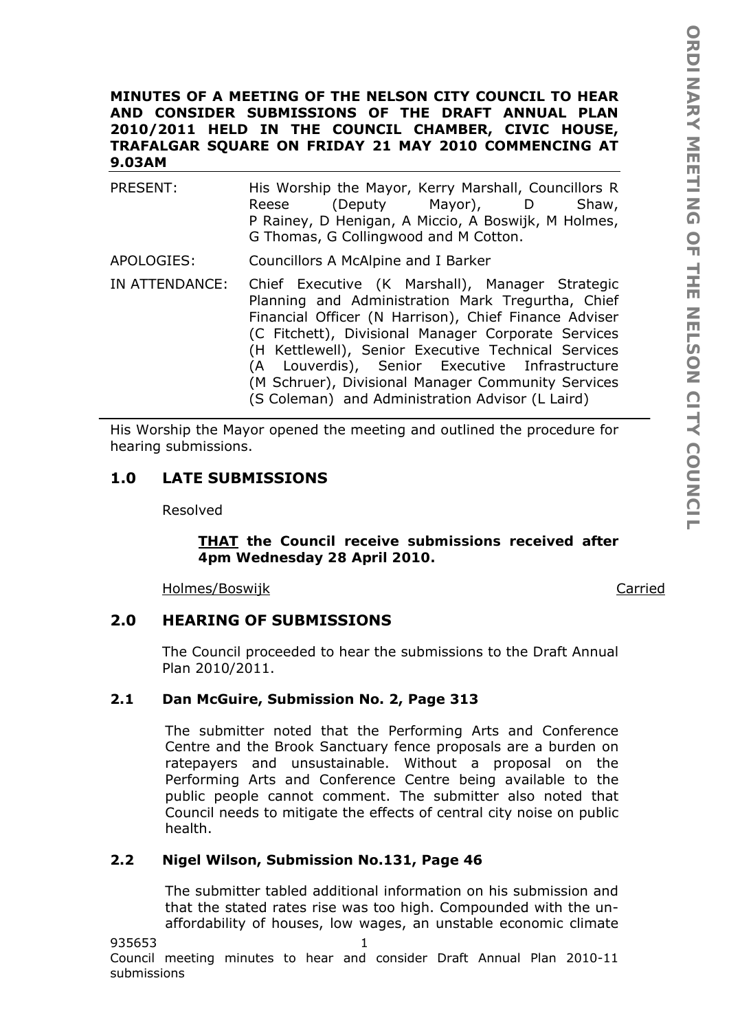**MINUTES OF A MEETING OF THE NELSON CITY COUNCIL TO HEAR AND CONSIDER SUBMISSIONS OF THE DRAFT ANNUAL PLAN 2010/2011 HELD IN THE COUNCIL CHAMBER, CIVIC HOUSE, TRAFALGAR SQUARE ON FRIDAY 21 MAY 2010 COMMENCING AT 9.03AM**

PRESENT: His Worship the Mayor, Kerry Marshall, Councillors R Reese (Deputy Mayor), D Shaw, P Rainey, D Henigan, A Miccio, A Boswijk, M Holmes, G Thomas, G Collingwood and M Cotton.

APOLOGIES: Councillors A McAlpine and I Barker

IN ATTENDANCE: Chief Executive (K Marshall), Manager Strategic Planning and Administration Mark Tregurtha, Chief Financial Officer (N Harrison), Chief Finance Adviser (C Fitchett), Divisional Manager Corporate Services (H Kettlewell), Senior Executive Technical Services (A Louverdis), Senior Executive Infrastructure (M Schruer), Divisional Manager Community Services (S Coleman) and Administration Advisor (L Laird)

---

His Worship the Mayor opened the meeting and outlined the procedure for hearing submissions.

## 1.0 LATE SUBMISSIONS

Resolved

> **THAT the Council receive submissions received after 4pm Wednesday 28 April 2010.**

Holmes/Boswijk — Carried

## 2.0 HEARING OF SUBMISSIONS

The Council proceeded to hear the submissions to the Draft Annual Plan 2010/2011.

### 2.1 Dan McGuire, Submission No. 2, Page 313

The submitter noted that the Performing Arts and Conference Centre and the Brook Sanctuary fence proposals are a burden on ratepayers and unsustainable. Without a proposal on the Performing Arts and Conference Centre being available to the public people cannot comment. The submitter also noted that Council needs to mitigate the effects of central city noise on public health.

### 2.2 Nigel Wilson, Submission No.131, Page 46

The submitter tabled additional information on his submission and that the stated rates rise was too high. Compounded with the un-affordability of houses, low wages, an unstable economic climate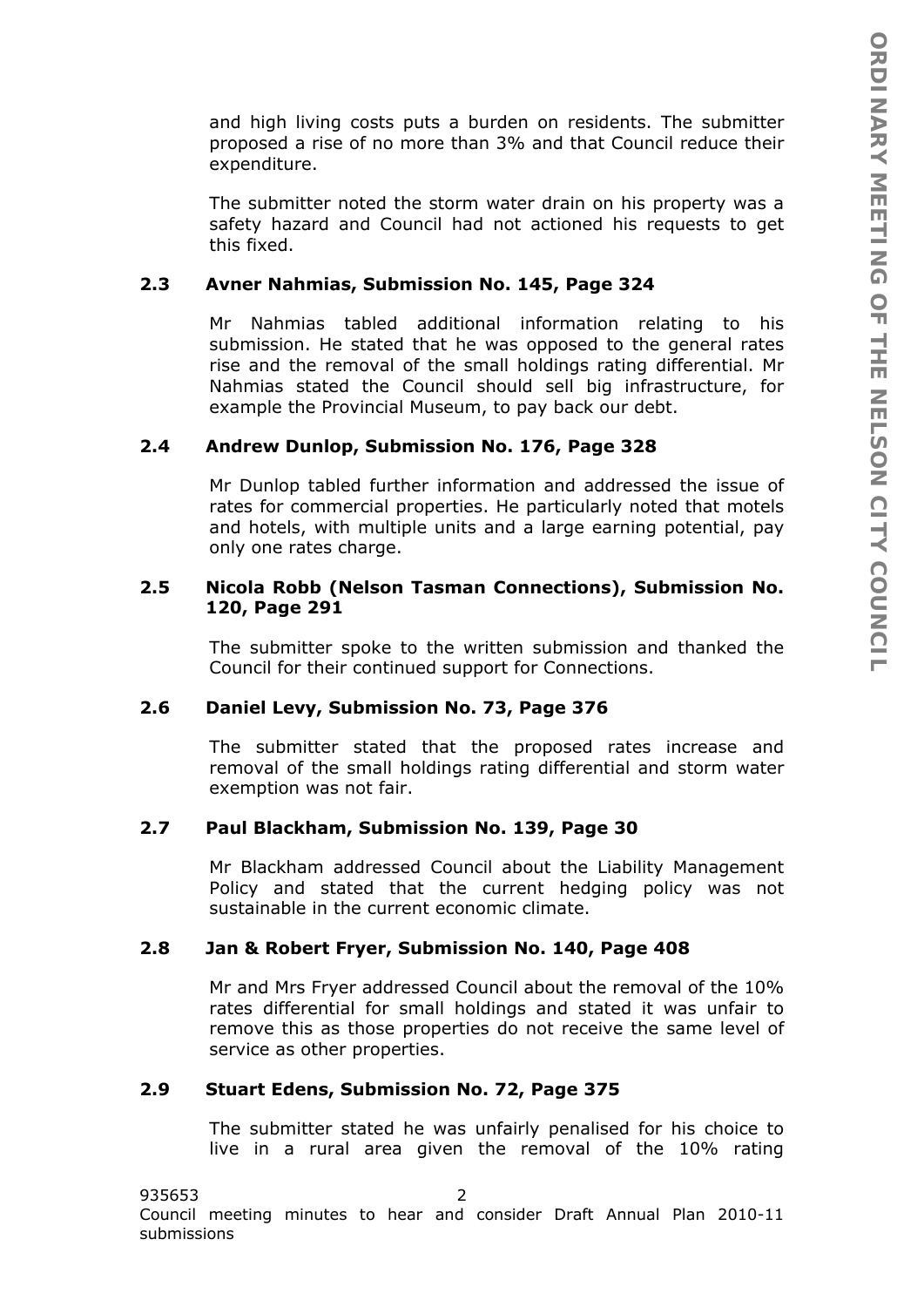and high living costs puts a burden on residents. The submitter proposed a rise of no more than 3% and that Council reduce their expenditure.

The submitter noted the storm water drain on his property was a safety hazard and Council had not actioned his requests to get this fixed.

### 2.3 Avner Nahmias, Submission No. 145, Page 324

Mr Nahmias tabled additional information relating to his submission. He stated that he was opposed to the general rates rise and the removal of the small holdings rating differential. Mr Nahmias stated the Council should sell big infrastructure, for example the Provincial Museum, to pay back our debt.

### 2.4 Andrew Dunlop, Submission No. 176, Page 328

Mr Dunlop tabled further information and addressed the issue of rates for commercial properties. He particularly noted that motels and hotels, with multiple units and a large earning potential, pay only one rates charge.

### 2.5 Nicola Robb (Nelson Tasman Connections), Submission No. 120, Page 291

The submitter spoke to the written submission and thanked the Council for their continued support for Connections.

### 2.6 Daniel Levy, Submission No. 73, Page 376

The submitter stated that the proposed rates increase and removal of the small holdings rating differential and storm water exemption was not fair.

### 2.7 Paul Blackham, Submission No. 139, Page 30

Mr Blackham addressed Council about the Liability Management Policy and stated that the current hedging policy was not sustainable in the current economic climate.

### 2.8 Jan & Robert Fryer, Submission No. 140, Page 408

Mr and Mrs Fryer addressed Council about the removal of the 10% rates differential for small holdings and stated it was unfair to remove this as those properties do not receive the same level of service as other properties.

### 2.9 Stuart Edens, Submission No. 72, Page 375

The submitter stated he was unfairly penalised for his choice to live in a rural area given the removal of the 10% rating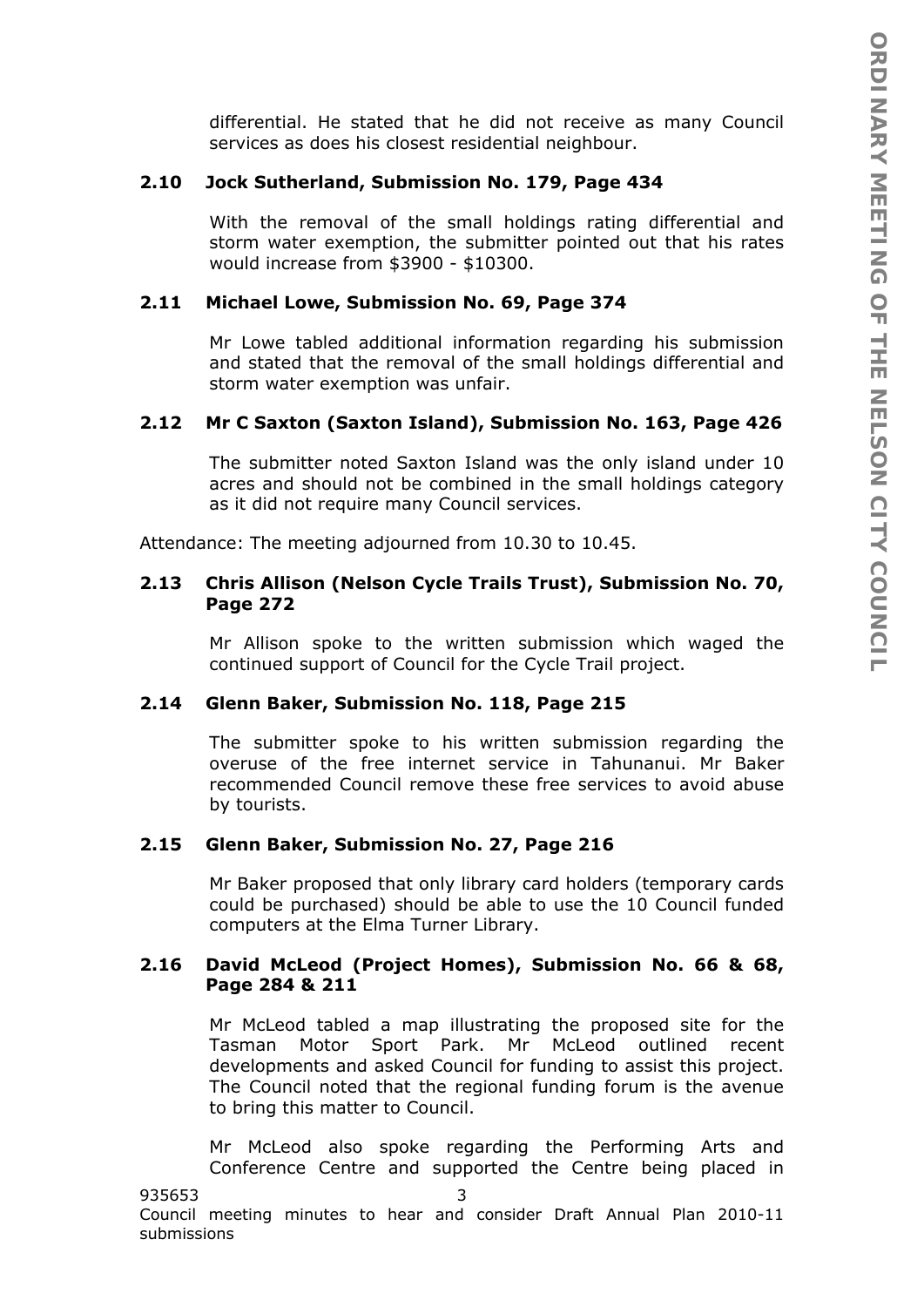differential. He stated that he did not receive as many Council services as does his closest residential neighbour.

### 2.10 Jock Sutherland, Submission No. 179, Page 434

With the removal of the small holdings rating differential and storm water exemption, the submitter pointed out that his rates would increase from $3900 - $10300.

### 2.11 Michael Lowe, Submission No. 69, Page 374

Mr Lowe tabled additional information regarding his submission and stated that the removal of the small holdings differential and storm water exemption was unfair.

### 2.12 Mr C Saxton (Saxton Island), Submission No. 163, Page 426

The submitter noted Saxton Island was the only island under 10 acres and should not be combined in the small holdings category as it did not require many Council services.

Attendance: The meeting adjourned from 10.30 to 10.45.

### 2.13 Chris Allison (Nelson Cycle Trails Trust), Submission No. 70, Page 272

Mr Allison spoke to the written submission which waged the continued support of Council for the Cycle Trail project.

### 2.14 Glenn Baker, Submission No. 118, Page 215

The submitter spoke to his written submission regarding the overuse of the free internet service in Tahunanui. Mr Baker recommended Council remove these free services to avoid abuse by tourists.

### 2.15 Glenn Baker, Submission No. 27, Page 216

Mr Baker proposed that only library card holders (temporary cards could be purchased) should be able to use the 10 Council funded computers at the Elma Turner Library.

### 2.16 David McLeod (Project Homes), Submission No. 66 & 68, Page 284 & 211

Mr McLeod tabled a map illustrating the proposed site for the Tasman Motor Sport Park. Mr McLeod outlined recent developments and asked Council for funding to assist this project. The Council noted that the regional funding forum is the avenue to bring this matter to Council.

Mr McLeod also spoke regarding the Performing Arts and Conference Centre and supported the Centre being placed in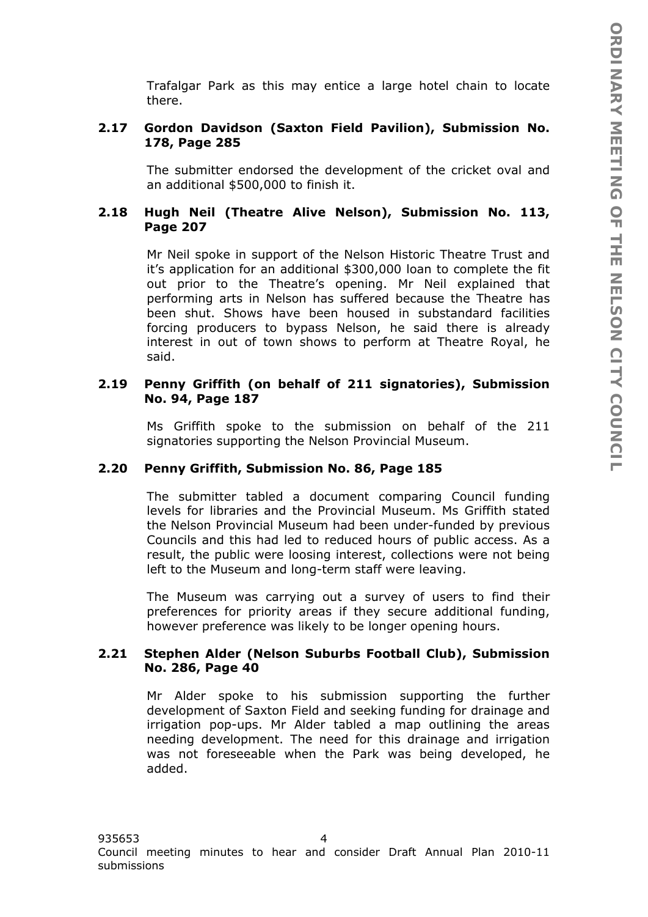Trafalgar Park as this may entice a large hotel chain to locate there.

### 2.17 Gordon Davidson (Saxton Field Pavilion), Submission No. 178, Page 285

The submitter endorsed the development of the cricket oval and an additional $500,000 to finish it.

### 2.18 Hugh Neil (Theatre Alive Nelson), Submission No. 113, Page 207

Mr Neil spoke in support of the Nelson Historic Theatre Trust and it's application for an additional $300,000 loan to complete the fit out prior to the Theatre's opening. Mr Neil explained that performing arts in Nelson has suffered because the Theatre has been shut. Shows have been housed in substandard facilities forcing producers to bypass Nelson, he said there is already interest in out of town shows to perform at Theatre Royal, he said.

### 2.19 Penny Griffith (on behalf of 211 signatories), Submission No. 94, Page 187

Ms Griffith spoke to the submission on behalf of the 211 signatories supporting the Nelson Provincial Museum.

### 2.20 Penny Griffith, Submission No. 86, Page 185

The submitter tabled a document comparing Council funding levels for libraries and the Provincial Museum. Ms Griffith stated the Nelson Provincial Museum had been under-funded by previous Councils and this had led to reduced hours of public access. As a result, the public were loosing interest, collections were not being left to the Museum and long-term staff were leaving.

The Museum was carrying out a survey of users to find their preferences for priority areas if they secure additional funding, however preference was likely to be longer opening hours.

### 2.21 Stephen Alder (Nelson Suburbs Football Club), Submission No. 286, Page 40

Mr Alder spoke to his submission supporting the further development of Saxton Field and seeking funding for drainage and irrigation pop-ups. Mr Alder tabled a map outlining the areas needing development. The need for this drainage and irrigation was not foreseeable when the Park was being developed, he added.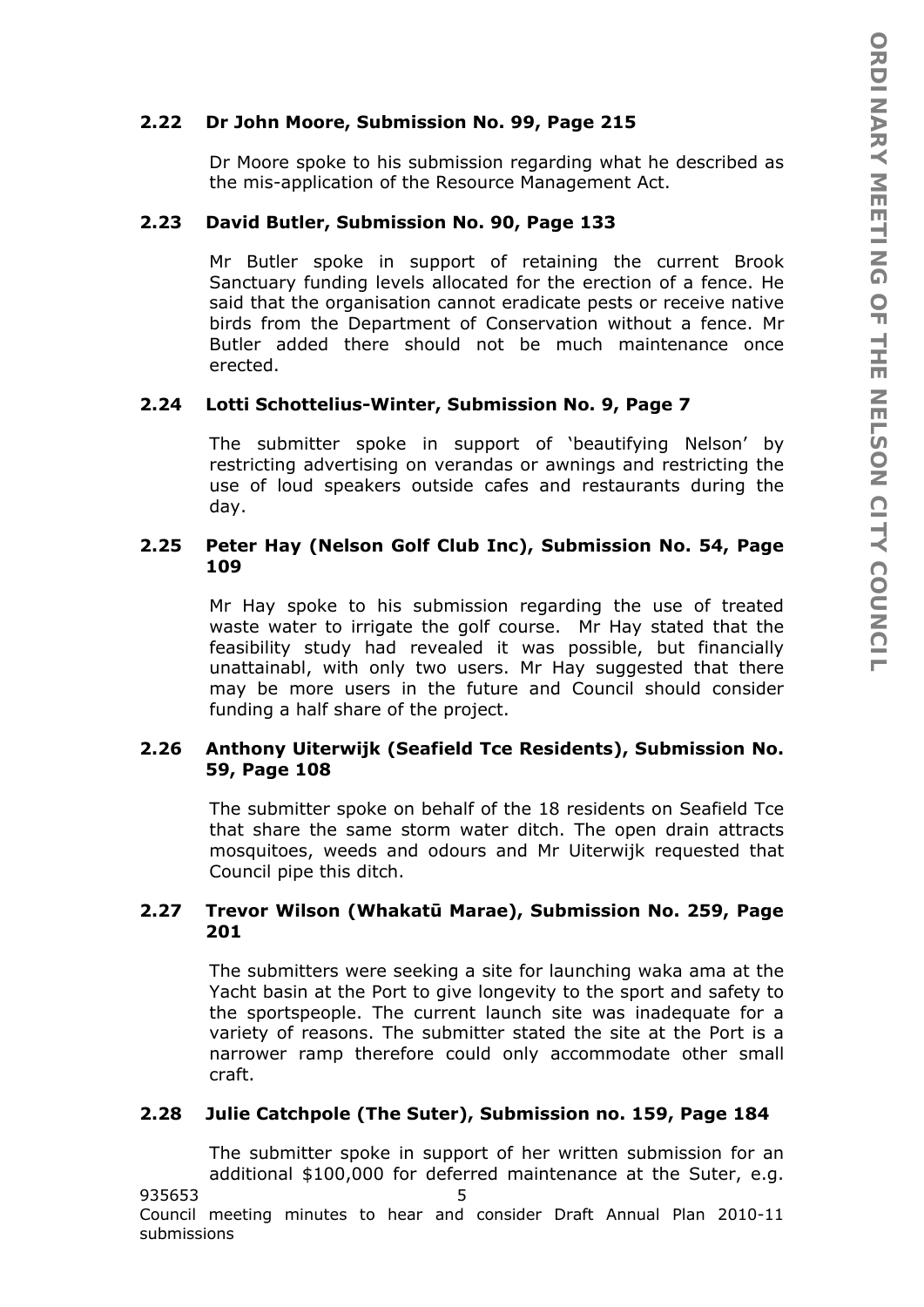### 2.22 Dr John Moore, Submission No. 99, Page 215

Dr Moore spoke to his submission regarding what he described as the mis-application of the Resource Management Act.

### 2.23 David Butler, Submission No. 90, Page 133

Mr Butler spoke in support of retaining the current Brook Sanctuary funding levels allocated for the erection of a fence. He said that the organisation cannot eradicate pests or receive native birds from the Department of Conservation without a fence. Mr Butler added there should not be much maintenance once erected.

### 2.24 Lotti Schottelius-Winter, Submission No. 9, Page 7

The submitter spoke in support of 'beautifying Nelson' by restricting advertising on verandas or awnings and restricting the use of loud speakers outside cafes and restaurants during the day.

### 2.25 Peter Hay (Nelson Golf Club Inc), Submission No. 54, Page 109

Mr Hay spoke to his submission regarding the use of treated waste water to irrigate the golf course. Mr Hay stated that the feasibility study had revealed it was possible, but financially unattainabl, with only two users. Mr Hay suggested that there may be more users in the future and Council should consider funding a half share of the project.

### 2.26 Anthony Uiterwijk (Seafield Tce Residents), Submission No. 59, Page 108

The submitter spoke on behalf of the 18 residents on Seafield Tce that share the same storm water ditch. The open drain attracts mosquitoes, weeds and odours and Mr Uiterwijk requested that Council pipe this ditch.

### 2.27 Trevor Wilson (Whakatū Marae), Submission No. 259, Page 201

The submitters were seeking a site for launching waka ama at the Yacht basin at the Port to give longevity to the sport and safety to the sportspeople. The current launch site was inadequate for a variety of reasons. The submitter stated the site at the Port is a narrower ramp therefore could only accommodate other small craft.

### 2.28 Julie Catchpole (The Suter), Submission no. 159, Page 184

The submitter spoke in support of her written submission for an additional $100,000 for deferred maintenance at the Suter, e.g.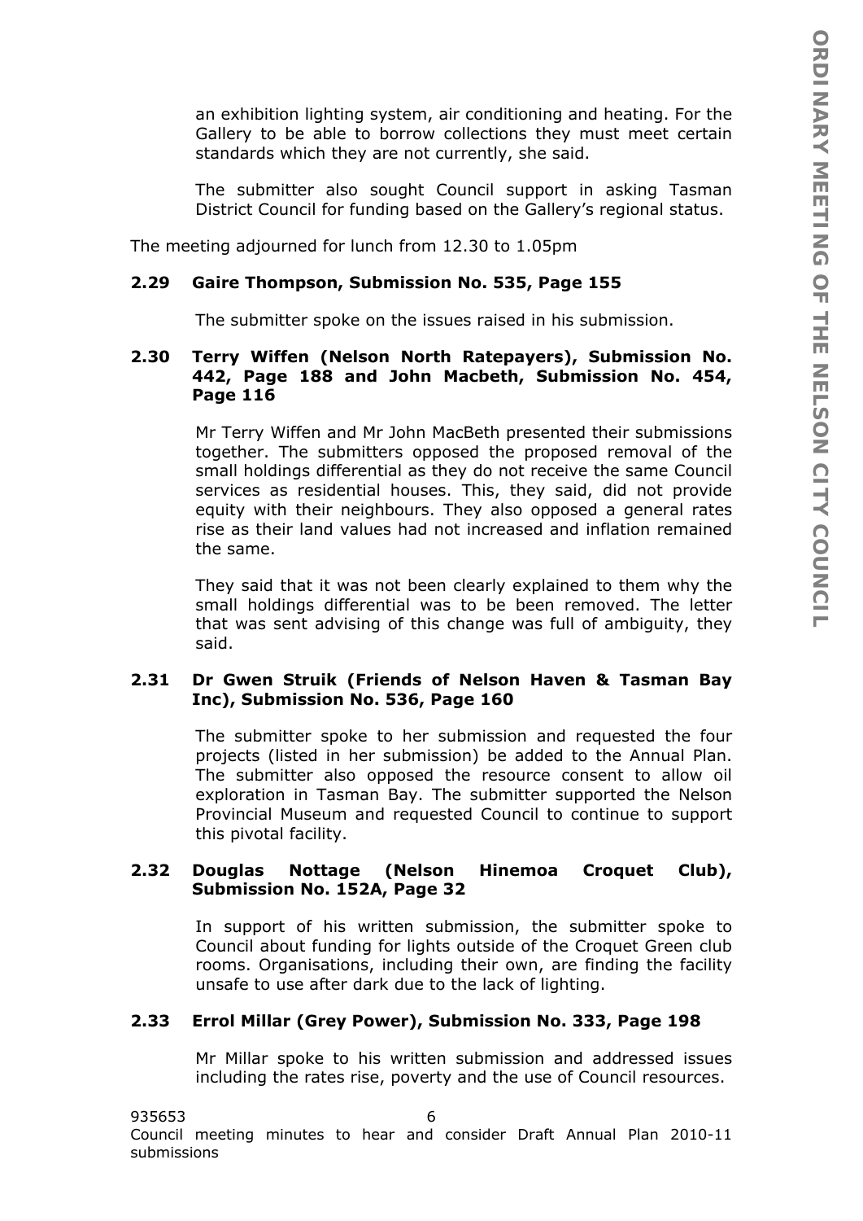an exhibition lighting system, air conditioning and heating. For the Gallery to be able to borrow collections they must meet certain standards which they are not currently, she said.

The submitter also sought Council support in asking Tasman District Council for funding based on the Gallery's regional status.

The meeting adjourned for lunch from 12.30 to 1.05pm

### 2.29 Gaire Thompson, Submission No. 535, Page 155

The submitter spoke on the issues raised in his submission.

### 2.30 Terry Wiffen (Nelson North Ratepayers), Submission No. 442, Page 188 and John Macbeth, Submission No. 454, Page 116

Mr Terry Wiffen and Mr John MacBeth presented their submissions together. The submitters opposed the proposed removal of the small holdings differential as they do not receive the same Council services as residential houses. This, they said, did not provide equity with their neighbours. They also opposed a general rates rise as their land values had not increased and inflation remained the same.

They said that it was not been clearly explained to them why the small holdings differential was to be been removed. The letter that was sent advising of this change was full of ambiguity, they said.

### 2.31 Dr Gwen Struik (Friends of Nelson Haven & Tasman Bay Inc), Submission No. 536, Page 160

The submitter spoke to her submission and requested the four projects (listed in her submission) be added to the Annual Plan. The submitter also opposed the resource consent to allow oil exploration in Tasman Bay. The submitter supported the Nelson Provincial Museum and requested Council to continue to support this pivotal facility.

### 2.32 Douglas Nottage (Nelson Hinemoa Croquet Club), Submission No. 152A, Page 32

In support of his written submission, the submitter spoke to Council about funding for lights outside of the Croquet Green club rooms. Organisations, including their own, are finding the facility unsafe to use after dark due to the lack of lighting.

### 2.33 Errol Millar (Grey Power), Submission No. 333, Page 198

Mr Millar spoke to his written submission and addressed issues including the rates rise, poverty and the use of Council resources.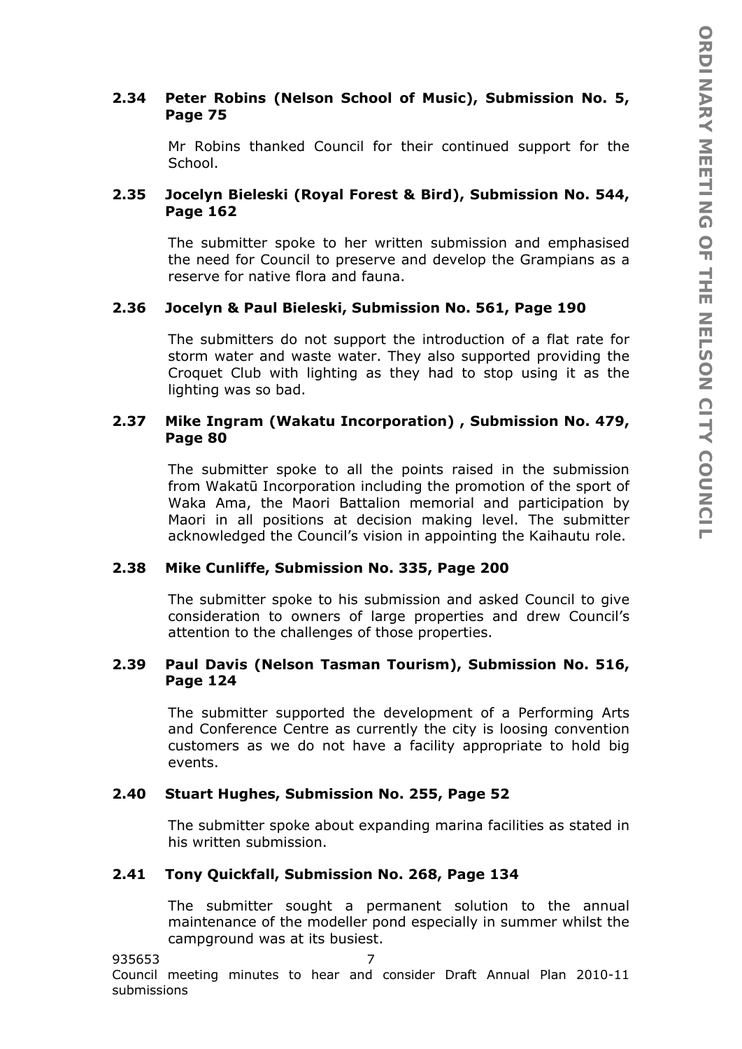### 2.34 Peter Robins (Nelson School of Music), Submission No. 5, Page 75

Mr Robins thanked Council for their continued support for the School.

### 2.35 Jocelyn Bieleski (Royal Forest & Bird), Submission No. 544, Page 162

The submitter spoke to her written submission and emphasised the need for Council to preserve and develop the Grampians as a reserve for native flora and fauna.

### 2.36 Jocelyn & Paul Bieleski, Submission No. 561, Page 190

The submitters do not support the introduction of a flat rate for storm water and waste water. They also supported providing the Croquet Club with lighting as they had to stop using it as the lighting was so bad.

### 2.37 Mike Ingram (Wakatu Incorporation) , Submission No. 479, Page 80

The submitter spoke to all the points raised in the submission from Wakatū Incorporation including the promotion of the sport of Waka Ama, the Maori Battalion memorial and participation by Maori in all positions at decision making level. The submitter acknowledged the Council's vision in appointing the Kaihautu role.

### 2.38 Mike Cunliffe, Submission No. 335, Page 200

The submitter spoke to his submission and asked Council to give consideration to owners of large properties and drew Council's attention to the challenges of those properties.

### 2.39 Paul Davis (Nelson Tasman Tourism), Submission No. 516, Page 124

The submitter supported the development of a Performing Arts and Conference Centre as currently the city is loosing convention customers as we do not have a facility appropriate to hold big events.

### 2.40 Stuart Hughes, Submission No. 255, Page 52

The submitter spoke about expanding marina facilities as stated in his written submission.

### 2.41 Tony Quickfall, Submission No. 268, Page 134

The submitter sought a permanent solution to the annual maintenance of the modeller pond especially in summer whilst the campground was at its busiest.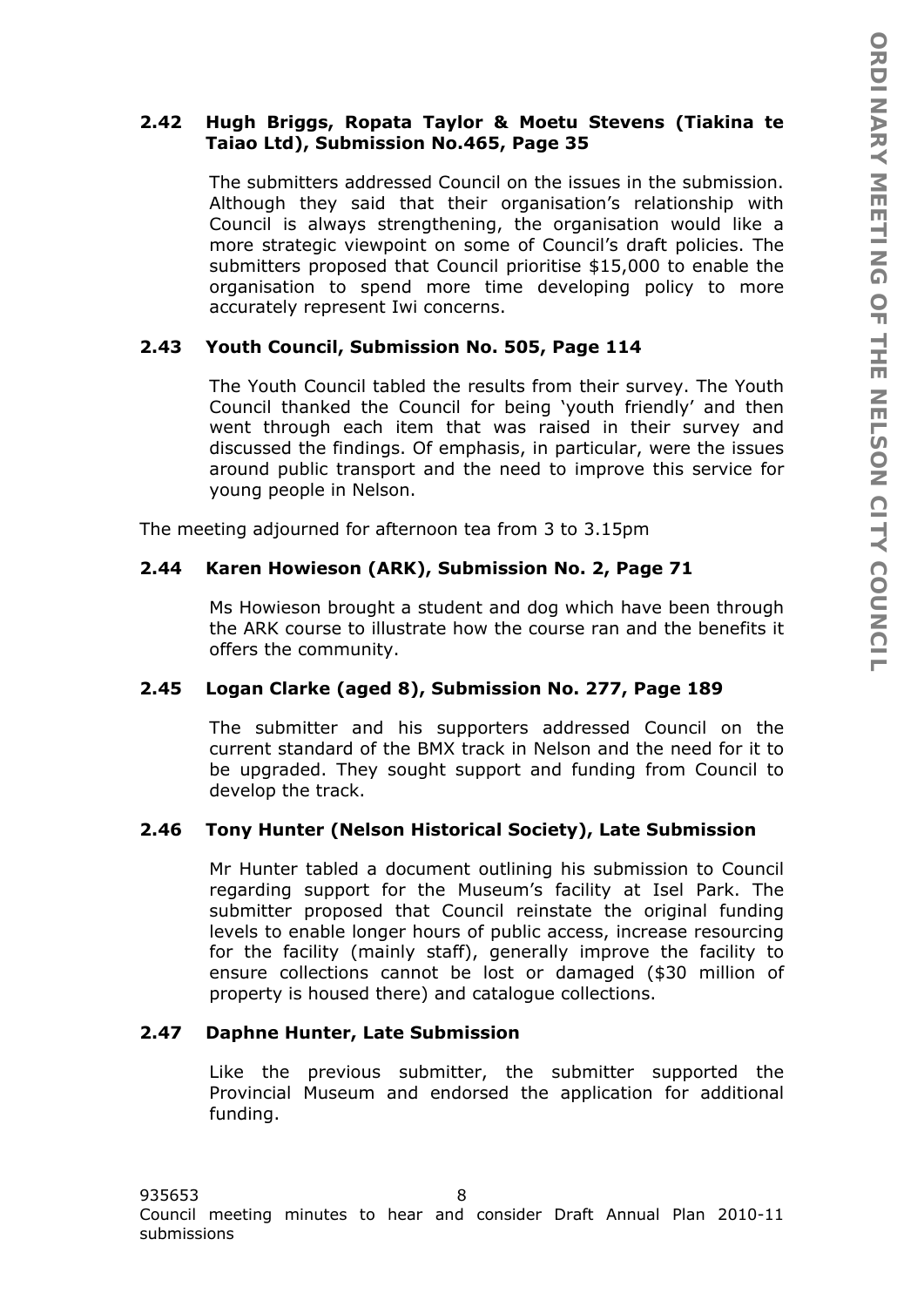### 2.42 Hugh Briggs, Ropata Taylor & Moetu Stevens (Tiakina te Taiao Ltd), Submission No.465, Page 35

The submitters addressed Council on the issues in the submission. Although they said that their organisation's relationship with Council is always strengthening, the organisation would like a more strategic viewpoint on some of Council's draft policies. The submitters proposed that Council prioritise $15,000 to enable the organisation to spend more time developing policy to more accurately represent Iwi concerns.

### 2.43 Youth Council, Submission No. 505, Page 114

The Youth Council tabled the results from their survey. The Youth Council thanked the Council for being 'youth friendly' and then went through each item that was raised in their survey and discussed the findings. Of emphasis, in particular, were the issues around public transport and the need to improve this service for young people in Nelson.

The meeting adjourned for afternoon tea from 3 to 3.15pm

### 2.44 Karen Howieson (ARK), Submission No. 2, Page 71

Ms Howieson brought a student and dog which have been through the ARK course to illustrate how the course ran and the benefits it offers the community.

### 2.45 Logan Clarke (aged 8), Submission No. 277, Page 189

The submitter and his supporters addressed Council on the current standard of the BMX track in Nelson and the need for it to be upgraded. They sought support and funding from Council to develop the track.

### 2.46 Tony Hunter (Nelson Historical Society), Late Submission

Mr Hunter tabled a document outlining his submission to Council regarding support for the Museum's facility at Isel Park. The submitter proposed that Council reinstate the original funding levels to enable longer hours of public access, increase resourcing for the facility (mainly staff), generally improve the facility to ensure collections cannot be lost or damaged ($30 million of property is housed there) and catalogue collections.

### 2.47 Daphne Hunter, Late Submission

Like the previous submitter, the submitter supported the Provincial Museum and endorsed the application for additional funding.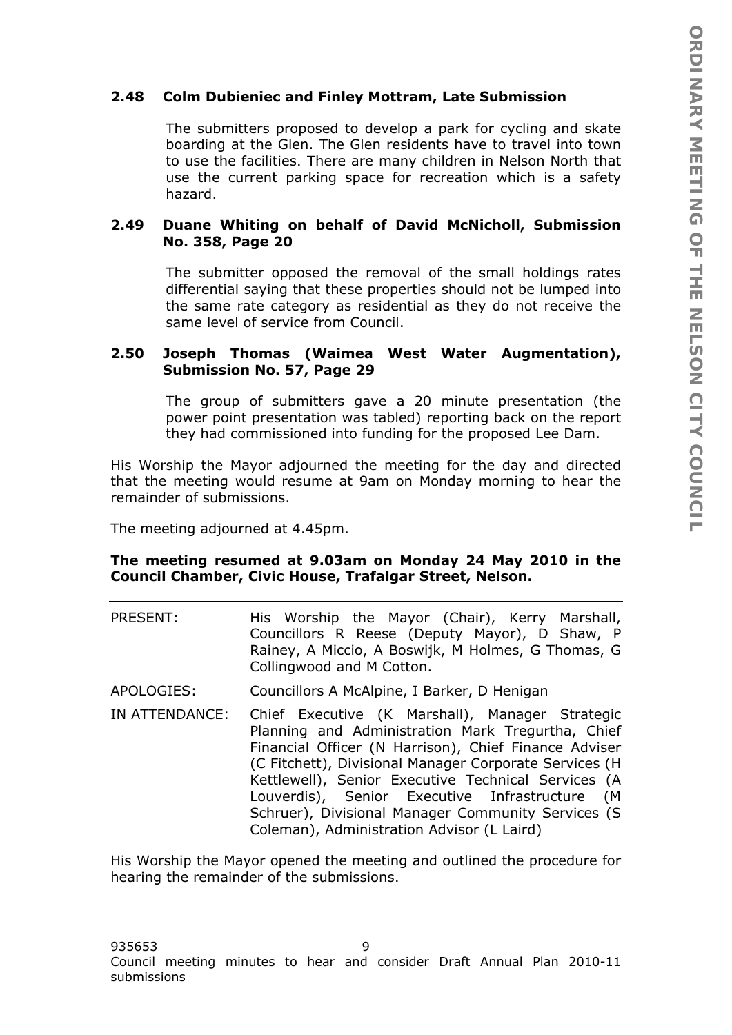### 2.48 Colm Dubieniec and Finley Mottram, Late Submission

The submitters proposed to develop a park for cycling and skate boarding at the Glen. The Glen residents have to travel into town to use the facilities. There are many children in Nelson North that use the current parking space for recreation which is a safety hazard.

### 2.49 Duane Whiting on behalf of David McNicholl, Submission No. 358, Page 20

The submitter opposed the removal of the small holdings rates differential saying that these properties should not be lumped into the same rate category as residential as they do not receive the same level of service from Council.

### 2.50 Joseph Thomas (Waimea West Water Augmentation), Submission No. 57, Page 29

The group of submitters gave a 20 minute presentation (the power point presentation was tabled) reporting back on the report they had commissioned into funding for the proposed Lee Dam.

His Worship the Mayor adjourned the meeting for the day and directed that the meeting would resume at 9am on Monday morning to hear the remainder of submissions.

The meeting adjourned at 4.45pm.

**The meeting resumed at 9.03am on Monday 24 May 2010 in the Council Chamber, Civic House, Trafalgar Street, Nelson.**

| | |
|---|---|
| PRESENT: | His Worship the Mayor (Chair), Kerry Marshall, Councillors R Reese (Deputy Mayor), D Shaw, P Rainey, A Miccio, A Boswijk, M Holmes, G Thomas, G Collingwood and M Cotton. |
| APOLOGIES: | Councillors A McAlpine, I Barker, D Henigan |
| IN ATTENDANCE: | Chief Executive (K Marshall), Manager Strategic Planning and Administration Mark Tregurtha, Chief Financial Officer (N Harrison), Chief Finance Adviser (C Fitchett), Divisional Manager Corporate Services (H Kettlewell), Senior Executive Technical Services (A Louverdis), Senior Executive Infrastructure (M Schruer), Divisional Manager Community Services (S Coleman), Administration Advisor (L Laird) |

His Worship the Mayor opened the meeting and outlined the procedure for hearing the remainder of the submissions.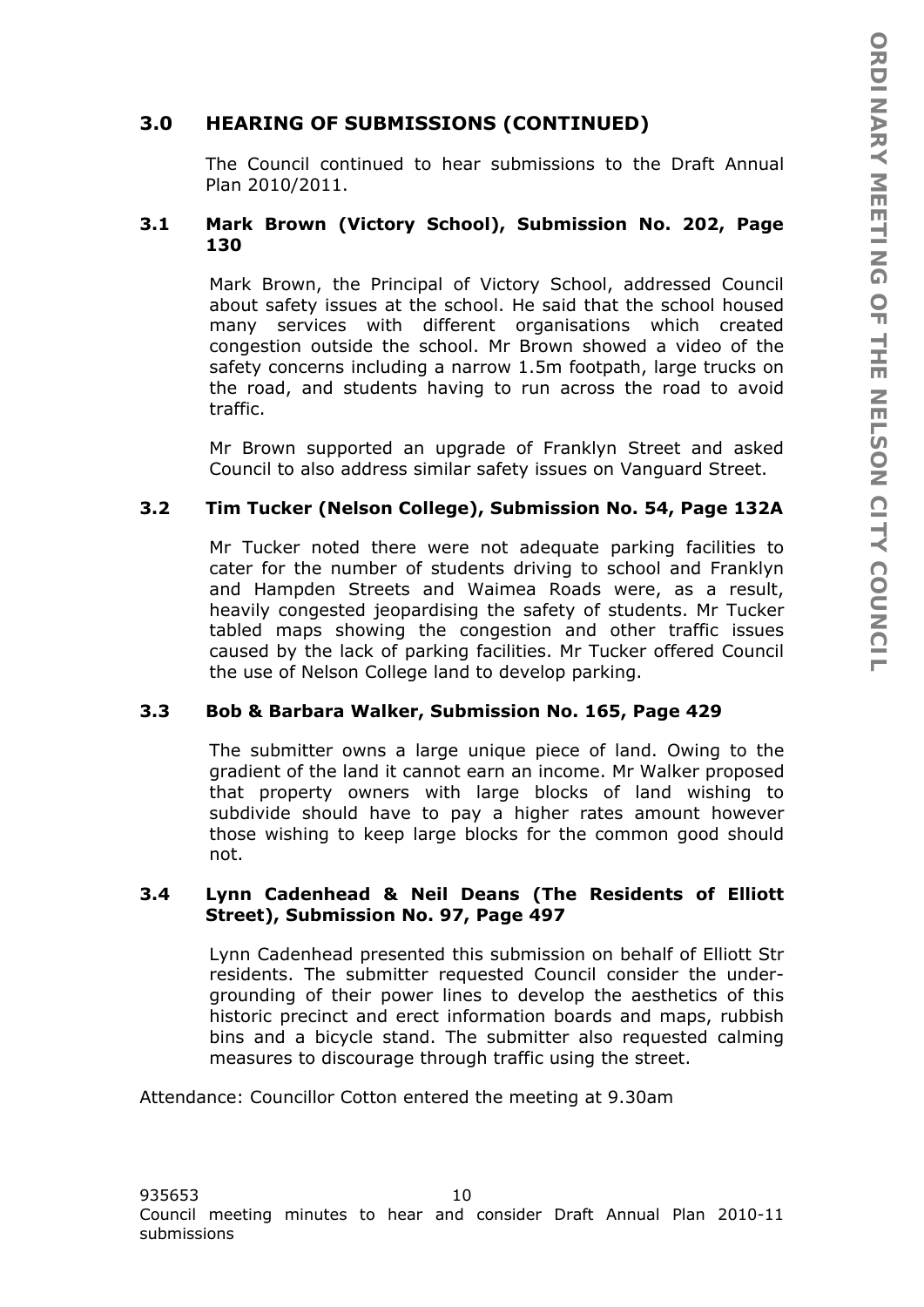## 3.0 HEARING OF SUBMISSIONS (CONTINUED)

The Council continued to hear submissions to the Draft Annual Plan 2010/2011.

### 3.1 Mark Brown (Victory School), Submission No. 202, Page 130

Mark Brown, the Principal of Victory School, addressed Council about safety issues at the school. He said that the school housed many services with different organisations which created congestion outside the school. Mr Brown showed a video of the safety concerns including a narrow 1.5m footpath, large trucks on the road, and students having to run across the road to avoid traffic.

Mr Brown supported an upgrade of Franklyn Street and asked Council to also address similar safety issues on Vanguard Street.

### 3.2 Tim Tucker (Nelson College), Submission No. 54, Page 132A

Mr Tucker noted there were not adequate parking facilities to cater for the number of students driving to school and Franklyn and Hampden Streets and Waimea Roads were, as a result, heavily congested jeopardising the safety of students. Mr Tucker tabled maps showing the congestion and other traffic issues caused by the lack of parking facilities. Mr Tucker offered Council the use of Nelson College land to develop parking.

### 3.3 Bob & Barbara Walker, Submission No. 165, Page 429

The submitter owns a large unique piece of land. Owing to the gradient of the land it cannot earn an income. Mr Walker proposed that property owners with large blocks of land wishing to subdivide should have to pay a higher rates amount however those wishing to keep large blocks for the common good should not.

### 3.4 Lynn Cadenhead & Neil Deans (The Residents of Elliott Street), Submission No. 97, Page 497

Lynn Cadenhead presented this submission on behalf of Elliott Str residents. The submitter requested Council consider the under-grounding of their power lines to develop the aesthetics of this historic precinct and erect information boards and maps, rubbish bins and a bicycle stand. The submitter also requested calming measures to discourage through traffic using the street.

Attendance: Councillor Cotton entered the meeting at 9.30am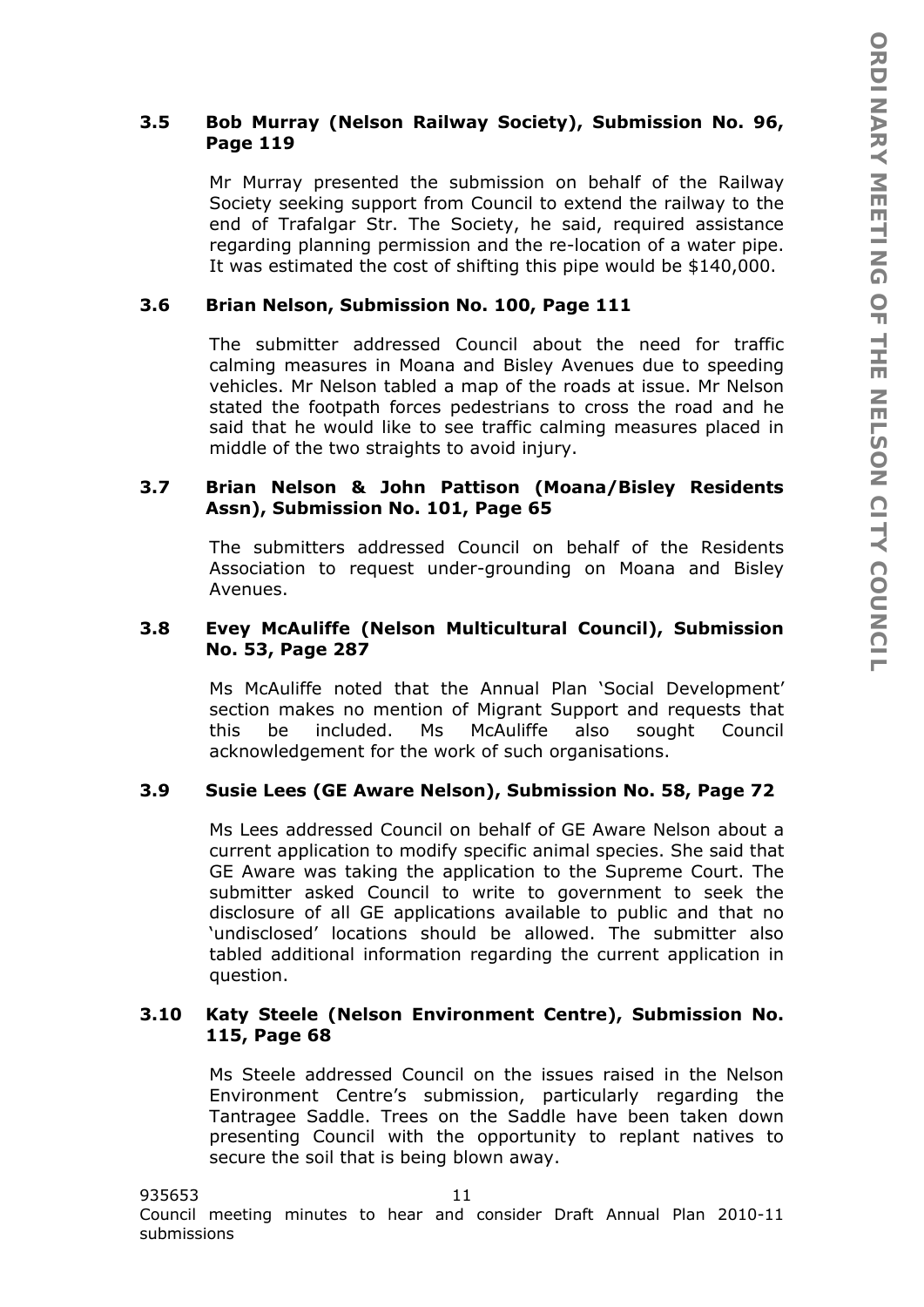### 3.5 Bob Murray (Nelson Railway Society), Submission No. 96, Page 119

Mr Murray presented the submission on behalf of the Railway Society seeking support from Council to extend the railway to the end of Trafalgar Str. The Society, he said, required assistance regarding planning permission and the re-location of a water pipe. It was estimated the cost of shifting this pipe would be $140,000.

### 3.6 Brian Nelson, Submission No. 100, Page 111

The submitter addressed Council about the need for traffic calming measures in Moana and Bisley Avenues due to speeding vehicles. Mr Nelson tabled a map of the roads at issue. Mr Nelson stated the footpath forces pedestrians to cross the road and he said that he would like to see traffic calming measures placed in middle of the two straights to avoid injury.

### 3.7 Brian Nelson & John Pattison (Moana/Bisley Residents Assn), Submission No. 101, Page 65

The submitters addressed Council on behalf of the Residents Association to request under-grounding on Moana and Bisley Avenues.

### 3.8 Evey McAuliffe (Nelson Multicultural Council), Submission No. 53, Page 287

Ms McAuliffe noted that the Annual Plan 'Social Development' section makes no mention of Migrant Support and requests that this be included. Ms McAuliffe also sought Council acknowledgement for the work of such organisations.

### 3.9 Susie Lees (GE Aware Nelson), Submission No. 58, Page 72

Ms Lees addressed Council on behalf of GE Aware Nelson about a current application to modify specific animal species. She said that GE Aware was taking the application to the Supreme Court. The submitter asked Council to write to government to seek the disclosure of all GE applications available to public and that no 'undisclosed' locations should be allowed. The submitter also tabled additional information regarding the current application in question.

### 3.10 Katy Steele (Nelson Environment Centre), Submission No. 115, Page 68

Ms Steele addressed Council on the issues raised in the Nelson Environment Centre's submission, particularly regarding the Tantragee Saddle. Trees on the Saddle have been taken down presenting Council with the opportunity to replant natives to secure the soil that is being blown away.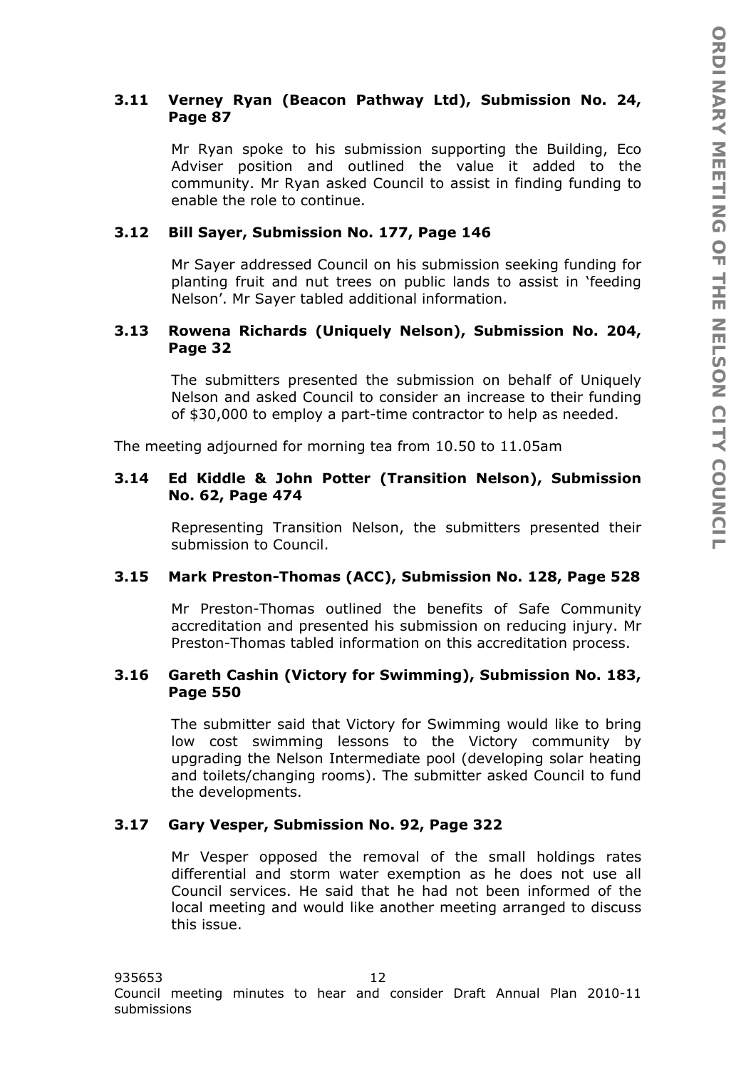### 3.11 Verney Ryan (Beacon Pathway Ltd), Submission No. 24, Page 87

Mr Ryan spoke to his submission supporting the Building, Eco Adviser position and outlined the value it added to the community. Mr Ryan asked Council to assist in finding funding to enable the role to continue.

### 3.12 Bill Sayer, Submission No. 177, Page 146

Mr Sayer addressed Council on his submission seeking funding for planting fruit and nut trees on public lands to assist in 'feeding Nelson'. Mr Sayer tabled additional information.

### 3.13 Rowena Richards (Uniquely Nelson), Submission No. 204, Page 32

The submitters presented the submission on behalf of Uniquely Nelson and asked Council to consider an increase to their funding of $30,000 to employ a part-time contractor to help as needed.

The meeting adjourned for morning tea from 10.50 to 11.05am

### 3.14 Ed Kiddle & John Potter (Transition Nelson), Submission No. 62, Page 474

Representing Transition Nelson, the submitters presented their submission to Council.

### 3.15 Mark Preston-Thomas (ACC), Submission No. 128, Page 528

Mr Preston-Thomas outlined the benefits of Safe Community accreditation and presented his submission on reducing injury. Mr Preston-Thomas tabled information on this accreditation process.

### 3.16 Gareth Cashin (Victory for Swimming), Submission No. 183, Page 550

The submitter said that Victory for Swimming would like to bring low cost swimming lessons to the Victory community by upgrading the Nelson Intermediate pool (developing solar heating and toilets/changing rooms). The submitter asked Council to fund the developments.

### 3.17 Gary Vesper, Submission No. 92, Page 322

Mr Vesper opposed the removal of the small holdings rates differential and storm water exemption as he does not use all Council services. He said that he had not been informed of the local meeting and would like another meeting arranged to discuss this issue.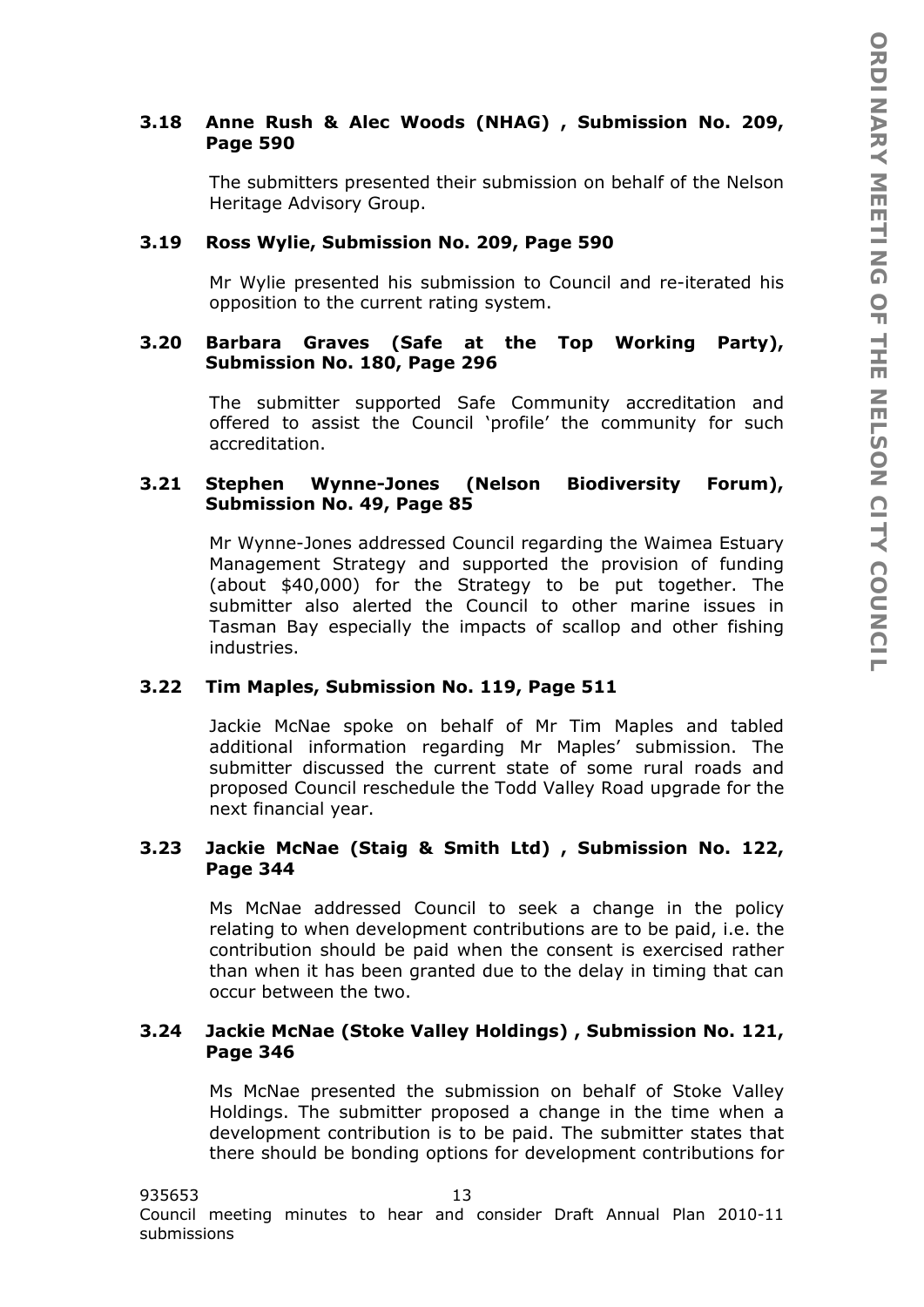### 3.18 Anne Rush & Alec Woods (NHAG) , Submission No. 209, Page 590

The submitters presented their submission on behalf of the Nelson Heritage Advisory Group.

### 3.19 Ross Wylie, Submission No. 209, Page 590

Mr Wylie presented his submission to Council and re-iterated his opposition to the current rating system.

### 3.20 Barbara Graves (Safe at the Top Working Party), Submission No. 180, Page 296

The submitter supported Safe Community accreditation and offered to assist the Council 'profile' the community for such accreditation.

### 3.21 Stephen Wynne-Jones (Nelson Biodiversity Forum), Submission No. 49, Page 85

Mr Wynne-Jones addressed Council regarding the Waimea Estuary Management Strategy and supported the provision of funding (about $40,000) for the Strategy to be put together. The submitter also alerted the Council to other marine issues in Tasman Bay especially the impacts of scallop and other fishing industries.

### 3.22 Tim Maples, Submission No. 119, Page 511

Jackie McNae spoke on behalf of Mr Tim Maples and tabled additional information regarding Mr Maples' submission. The submitter discussed the current state of some rural roads and proposed Council reschedule the Todd Valley Road upgrade for the next financial year.

### 3.23 Jackie McNae (Staig & Smith Ltd) , Submission No. 122, Page 344

Ms McNae addressed Council to seek a change in the policy relating to when development contributions are to be paid, i.e. the contribution should be paid when the consent is exercised rather than when it has been granted due to the delay in timing that can occur between the two.

### 3.24 Jackie McNae (Stoke Valley Holdings) , Submission No. 121, Page 346

Ms McNae presented the submission on behalf of Stoke Valley Holdings. The submitter proposed a change in the time when a development contribution is to be paid. The submitter states that there should be bonding options for development contributions for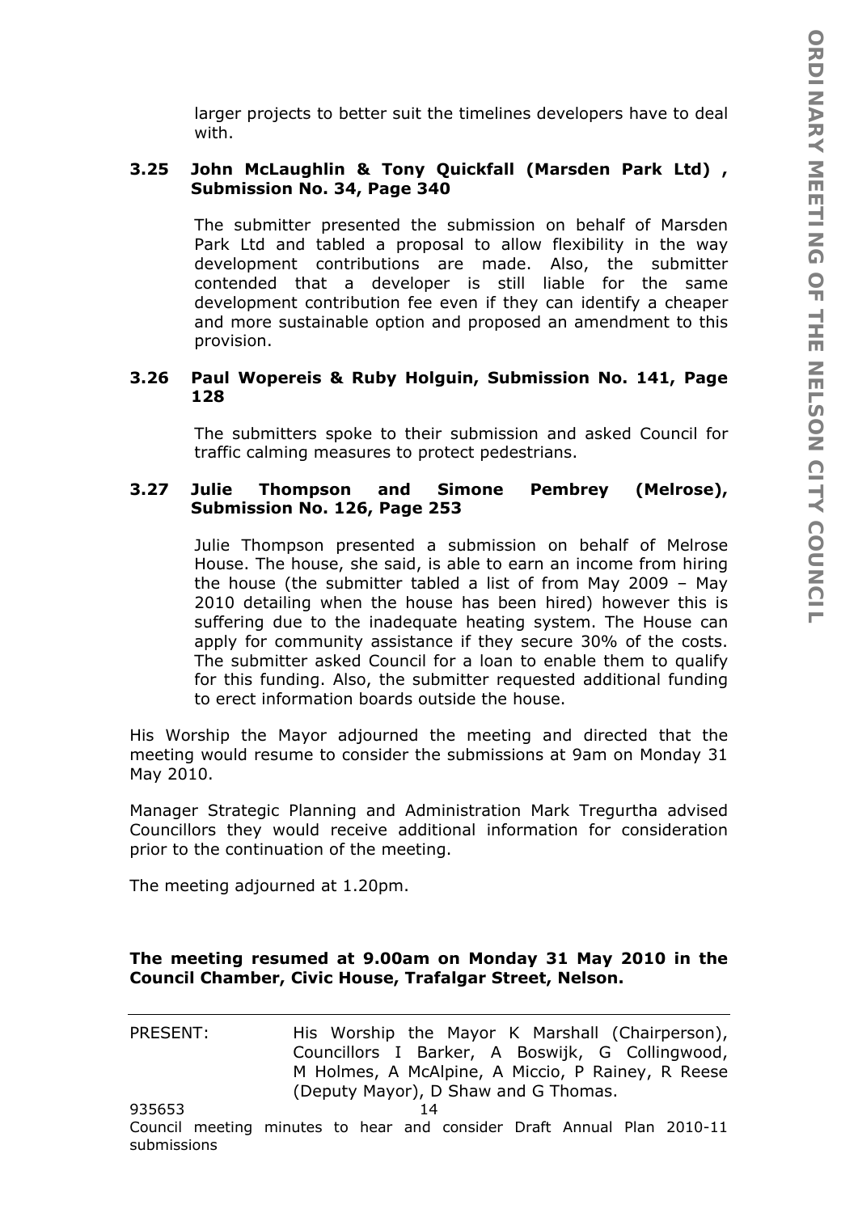larger projects to better suit the timelines developers have to deal with.

### 3.25 John McLaughlin & Tony Quickfall (Marsden Park Ltd) , Submission No. 34, Page 340

The submitter presented the submission on behalf of Marsden Park Ltd and tabled a proposal to allow flexibility in the way development contributions are made. Also, the submitter contended that a developer is still liable for the same development contribution fee even if they can identify a cheaper and more sustainable option and proposed an amendment to this provision.

### 3.26 Paul Wopereis & Ruby Holguin, Submission No. 141, Page 128

The submitters spoke to their submission and asked Council for traffic calming measures to protect pedestrians.

### 3.27 Julie Thompson and Simone Pembrey (Melrose), Submission No. 126, Page 253

Julie Thompson presented a submission on behalf of Melrose House. The house, she said, is able to earn an income from hiring the house (the submitter tabled a list of from May 2009 – May 2010 detailing when the house has been hired) however this is suffering due to the inadequate heating system. The House can apply for community assistance if they secure 30% of the costs. The submitter asked Council for a loan to enable them to qualify for this funding. Also, the submitter requested additional funding to erect information boards outside the house.

His Worship the Mayor adjourned the meeting and directed that the meeting would resume to consider the submissions at 9am on Monday 31 May 2010.

Manager Strategic Planning and Administration Mark Tregurtha advised Councillors they would receive additional information for consideration prior to the continuation of the meeting.

The meeting adjourned at 1.20pm.

**The meeting resumed at 9.00am on Monday 31 May 2010 in the Council Chamber, Civic House, Trafalgar Street, Nelson.**

PRESENT: His Worship the Mayor K Marshall (Chairperson), Councillors I Barker, A Boswijk, G Collingwood, M Holmes, A McAlpine, A Miccio, P Rainey, R Reese (Deputy Mayor), D Shaw and G Thomas.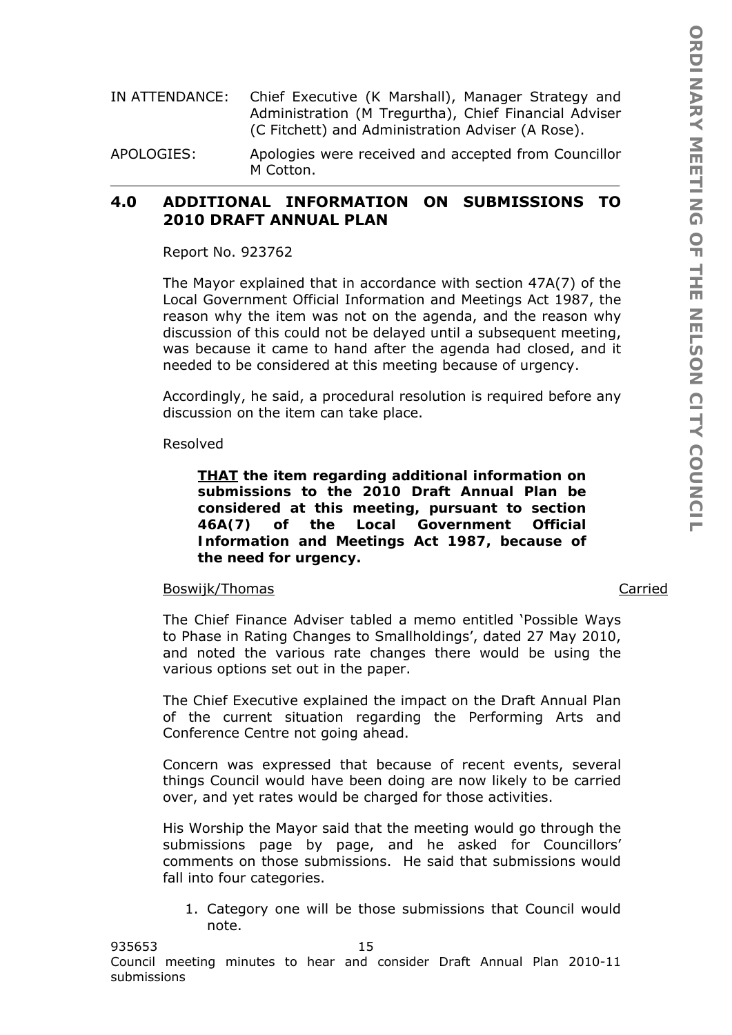IN ATTENDANCE: Chief Executive (K Marshall), Manager Strategy and Administration (M Tregurtha), Chief Financial Adviser (C Fitchett) and Administration Adviser (A Rose).

APOLOGIES: Apologies were received and accepted from Councillor M Cotton.

## 4.0 ADDITIONAL INFORMATION ON SUBMISSIONS TO 2010 DRAFT ANNUAL PLAN

Report No. 923762

The Mayor explained that in accordance with section 47A(7) of the Local Government Official Information and Meetings Act 1987, the reason why the item was not on the agenda, and the reason why discussion of this could not be delayed until a subsequent meeting, was because it came to hand after the agenda had closed, and it needed to be considered at this meeting because of urgency.

Accordingly, he said, a procedural resolution is required before any discussion on the item can take place.

Resolved

> ***THAT** the item regarding additional information on submissions to the 2010 Draft Annual Plan be considered at this meeting, pursuant to section 46A(7) of the Local Government Official Information and Meetings Act 1987, because of the need for urgency.*

Boswijk/Thomas — Carried

The Chief Finance Adviser tabled a memo entitled 'Possible Ways to Phase in Rating Changes to Smallholdings', dated 27 May 2010, and noted the various rate changes there would be using the various options set out in the paper.

The Chief Executive explained the impact on the Draft Annual Plan of the current situation regarding the Performing Arts and Conference Centre not going ahead.

Concern was expressed that because of recent events, several things Council would have been doing are now likely to be carried over, and yet rates would be charged for those activities.

His Worship the Mayor said that the meeting would go through the submissions page by page, and he asked for Councillors' comments on those submissions. He said that submissions would fall into four categories.

1. Category one will be those submissions that Council would note.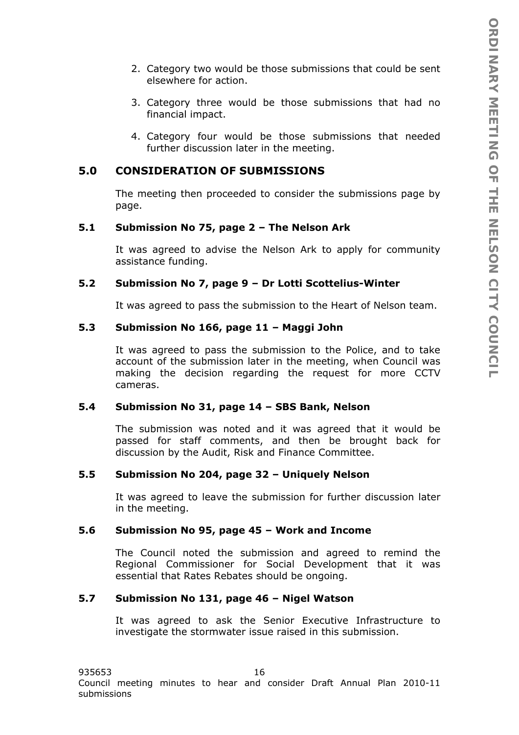2. Category two would be those submissions that could be sent elsewhere for action.

3. Category three would be those submissions that had no financial impact.

4. Category four would be those submissions that needed further discussion later in the meeting.

## 5.0 CONSIDERATION OF SUBMISSIONS

The meeting then proceeded to consider the submissions page by page.

### 5.1 Submission No 75, page 2 – The Nelson Ark

It was agreed to advise the Nelson Ark to apply for community assistance funding.

### 5.2 Submission No 7, page 9 – Dr Lotti Scottelius-Winter

It was agreed to pass the submission to the Heart of Nelson team.

### 5.3 Submission No 166, page 11 – Maggi John

It was agreed to pass the submission to the Police, and to take account of the submission later in the meeting, when Council was making the decision regarding the request for more CCTV cameras.

### 5.4 Submission No 31, page 14 – SBS Bank, Nelson

The submission was noted and it was agreed that it would be passed for staff comments, and then be brought back for discussion by the Audit, Risk and Finance Committee.

### 5.5 Submission No 204, page 32 – Uniquely Nelson

It was agreed to leave the submission for further discussion later in the meeting.

### 5.6 Submission No 95, page 45 – Work and Income

The Council noted the submission and agreed to remind the Regional Commissioner for Social Development that it was essential that Rates Rebates should be ongoing.

### 5.7 Submission No 131, page 46 – Nigel Watson

It was agreed to ask the Senior Executive Infrastructure to investigate the stormwater issue raised in this submission.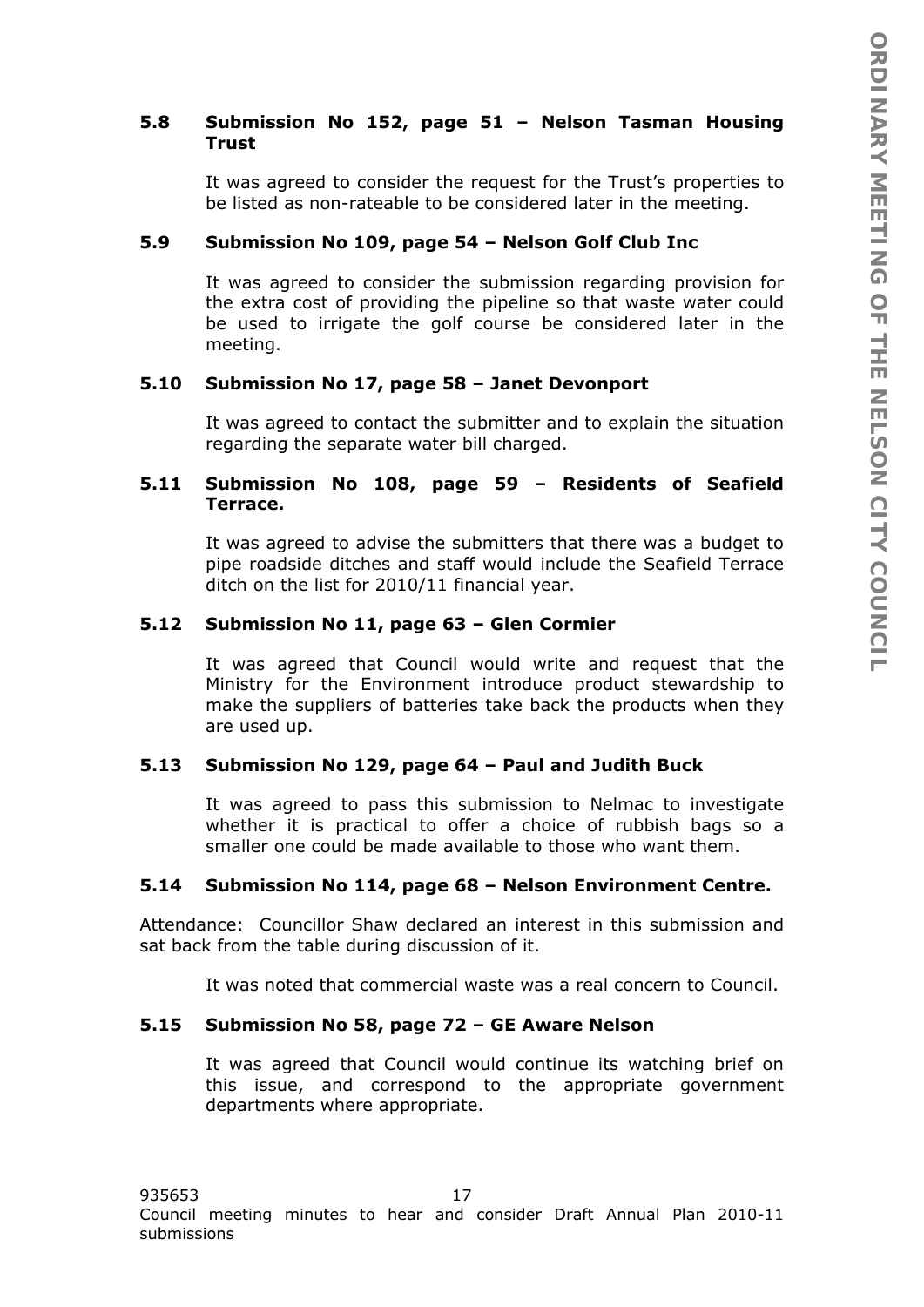### 5.8 Submission No 152, page 51 – Nelson Tasman Housing Trust

It was agreed to consider the request for the Trust's properties to be listed as non-rateable to be considered later in the meeting.

### 5.9 Submission No 109, page 54 – Nelson Golf Club Inc

It was agreed to consider the submission regarding provision for the extra cost of providing the pipeline so that waste water could be used to irrigate the golf course be considered later in the meeting.

### 5.10 Submission No 17, page 58 – Janet Devonport

It was agreed to contact the submitter and to explain the situation regarding the separate water bill charged.

### 5.11 Submission No 108, page 59 – Residents of Seafield Terrace.

It was agreed to advise the submitters that there was a budget to pipe roadside ditches and staff would include the Seafield Terrace ditch on the list for 2010/11 financial year.

### 5.12 Submission No 11, page 63 – Glen Cormier

It was agreed that Council would write and request that the Ministry for the Environment introduce product stewardship to make the suppliers of batteries take back the products when they are used up.

### 5.13 Submission No 129, page 64 – Paul and Judith Buck

It was agreed to pass this submission to Nelmac to investigate whether it is practical to offer a choice of rubbish bags so a smaller one could be made available to those who want them.

### 5.14 Submission No 114, page 68 – Nelson Environment Centre.

Attendance: Councillor Shaw declared an interest in this submission and sat back from the table during discussion of it.

It was noted that commercial waste was a real concern to Council.

### 5.15 Submission No 58, page 72 – GE Aware Nelson

It was agreed that Council would continue its watching brief on this issue, and correspond to the appropriate government departments where appropriate.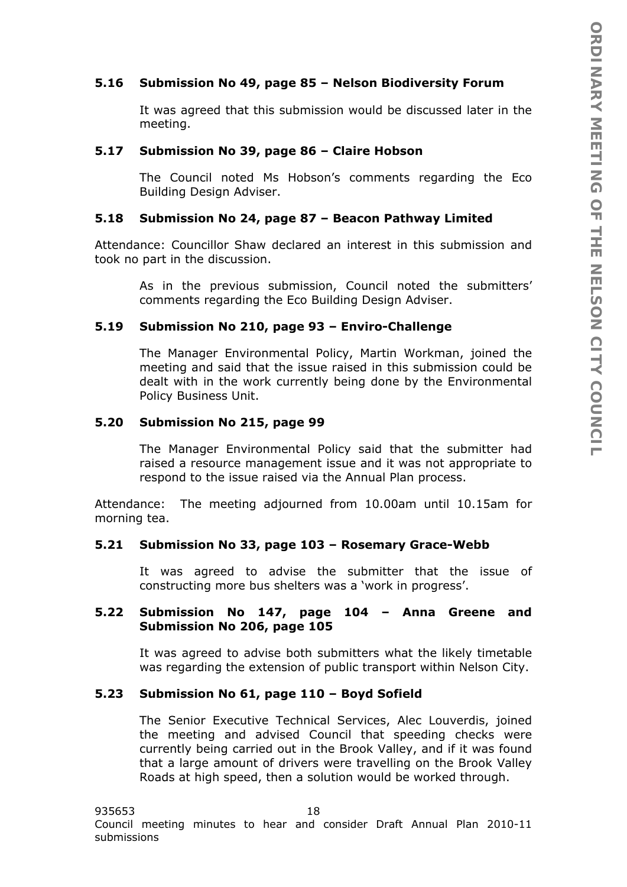### 5.16 Submission No 49, page 85 – Nelson Biodiversity Forum

It was agreed that this submission would be discussed later in the meeting.

### 5.17 Submission No 39, page 86 – Claire Hobson

The Council noted Ms Hobson's comments regarding the Eco Building Design Adviser.

### 5.18 Submission No 24, page 87 – Beacon Pathway Limited

Attendance: Councillor Shaw declared an interest in this submission and took no part in the discussion.

As in the previous submission, Council noted the submitters' comments regarding the Eco Building Design Adviser.

### 5.19 Submission No 210, page 93 – Enviro-Challenge

The Manager Environmental Policy, Martin Workman, joined the meeting and said that the issue raised in this submission could be dealt with in the work currently being done by the Environmental Policy Business Unit.

### 5.20 Submission No 215, page 99

The Manager Environmental Policy said that the submitter had raised a resource management issue and it was not appropriate to respond to the issue raised via the Annual Plan process.

Attendance: The meeting adjourned from 10.00am until 10.15am for morning tea.

### 5.21 Submission No 33, page 103 – Rosemary Grace-Webb

It was agreed to advise the submitter that the issue of constructing more bus shelters was a 'work in progress'.

### 5.22 Submission No 147, page 104 – Anna Greene and Submission No 206, page 105

It was agreed to advise both submitters what the likely timetable was regarding the extension of public transport within Nelson City.

### 5.23 Submission No 61, page 110 – Boyd Sofield

The Senior Executive Technical Services, Alec Louverdis, joined the meeting and advised Council that speeding checks were currently being carried out in the Brook Valley, and if it was found that a large amount of drivers were travelling on the Brook Valley Roads at high speed, then a solution would be worked through.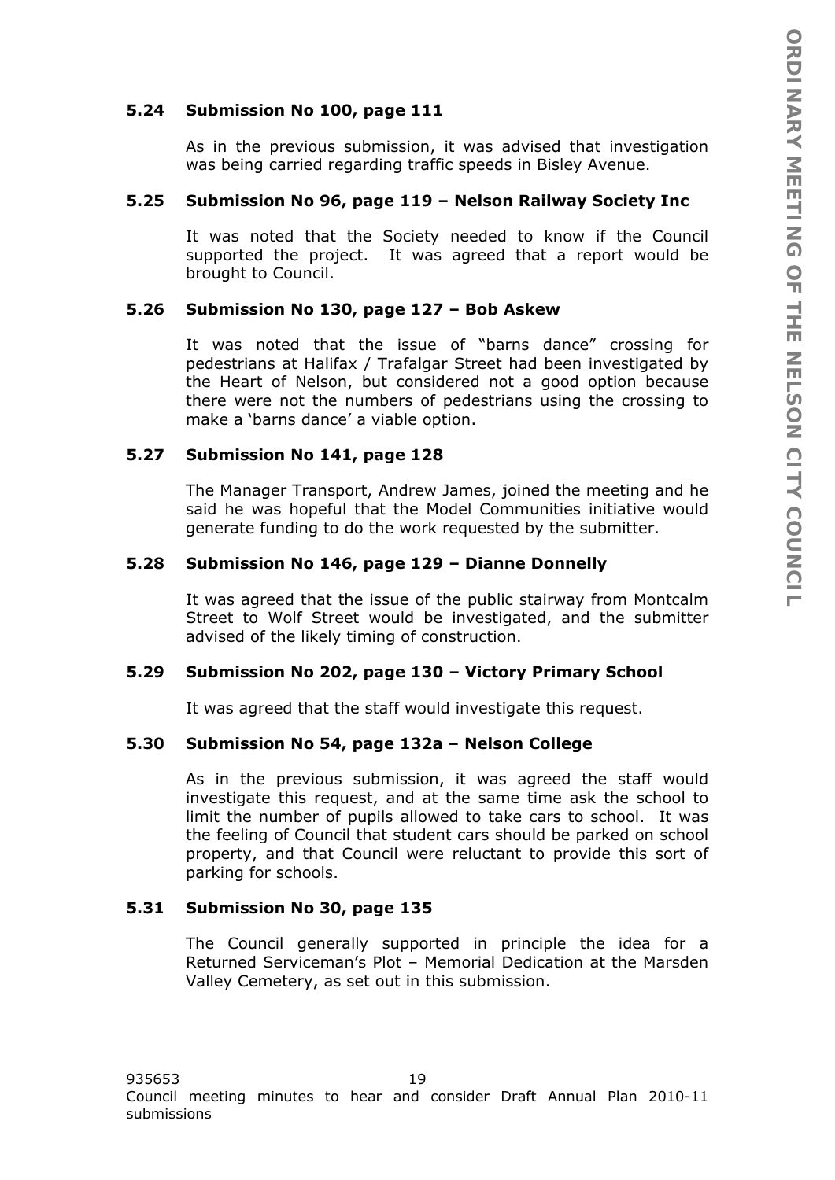### 5.24 Submission No 100, page 111

As in the previous submission, it was advised that investigation was being carried regarding traffic speeds in Bisley Avenue.

### 5.25 Submission No 96, page 119 – Nelson Railway Society Inc

It was noted that the Society needed to know if the Council supported the project. It was agreed that a report would be brought to Council.

### 5.26 Submission No 130, page 127 – Bob Askew

It was noted that the issue of "barns dance" crossing for pedestrians at Halifax / Trafalgar Street had been investigated by the Heart of Nelson, but considered not a good option because there were not the numbers of pedestrians using the crossing to make a 'barns dance' a viable option.

### 5.27 Submission No 141, page 128

The Manager Transport, Andrew James, joined the meeting and he said he was hopeful that the Model Communities initiative would generate funding to do the work requested by the submitter.

### 5.28 Submission No 146, page 129 – Dianne Donnelly

It was agreed that the issue of the public stairway from Montcalm Street to Wolf Street would be investigated, and the submitter advised of the likely timing of construction.

### 5.29 Submission No 202, page 130 – Victory Primary School

It was agreed that the staff would investigate this request.

### 5.30 Submission No 54, page 132a – Nelson College

As in the previous submission, it was agreed the staff would investigate this request, and at the same time ask the school to limit the number of pupils allowed to take cars to school. It was the feeling of Council that student cars should be parked on school property, and that Council were reluctant to provide this sort of parking for schools.

### 5.31 Submission No 30, page 135

The Council generally supported in principle the idea for a Returned Serviceman's Plot – Memorial Dedication at the Marsden Valley Cemetery, as set out in this submission.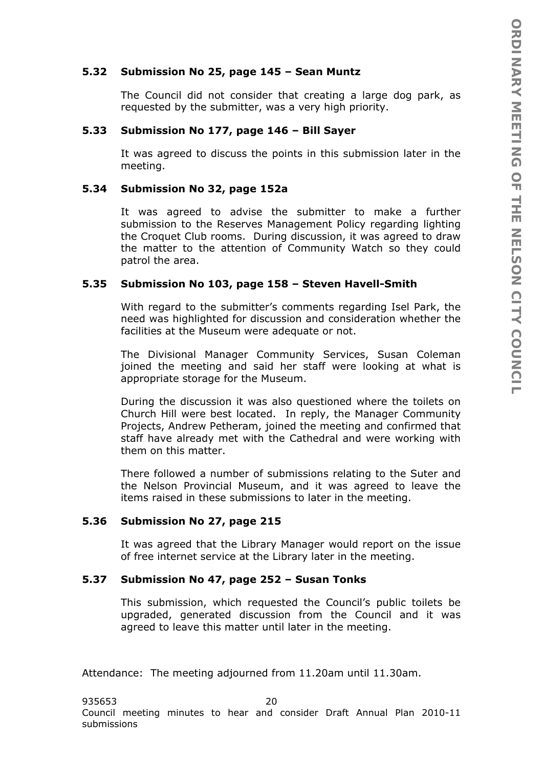### 5.32 Submission No 25, page 145 – Sean Muntz

The Council did not consider that creating a large dog park, as requested by the submitter, was a very high priority.

### 5.33 Submission No 177, page 146 – Bill Sayer

It was agreed to discuss the points in this submission later in the meeting.

### 5.34 Submission No 32, page 152a

It was agreed to advise the submitter to make a further submission to the Reserves Management Policy regarding lighting the Croquet Club rooms. During discussion, it was agreed to draw the matter to the attention of Community Watch so they could patrol the area.

### 5.35 Submission No 103, page 158 – Steven Havell-Smith

With regard to the submitter's comments regarding Isel Park, the need was highlighted for discussion and consideration whether the facilities at the Museum were adequate or not.

The Divisional Manager Community Services, Susan Coleman joined the meeting and said her staff were looking at what is appropriate storage for the Museum.

During the discussion it was also questioned where the toilets on Church Hill were best located. In reply, the Manager Community Projects, Andrew Petheram, joined the meeting and confirmed that staff have already met with the Cathedral and were working with them on this matter.

There followed a number of submissions relating to the Suter and the Nelson Provincial Museum, and it was agreed to leave the items raised in these submissions to later in the meeting.

### 5.36 Submission No 27, page 215

It was agreed that the Library Manager would report on the issue of free internet service at the Library later in the meeting.

### 5.37 Submission No 47, page 252 – Susan Tonks

This submission, which requested the Council's public toilets be upgraded, generated discussion from the Council and it was agreed to leave this matter until later in the meeting.

Attendance: The meeting adjourned from 11.20am until 11.30am.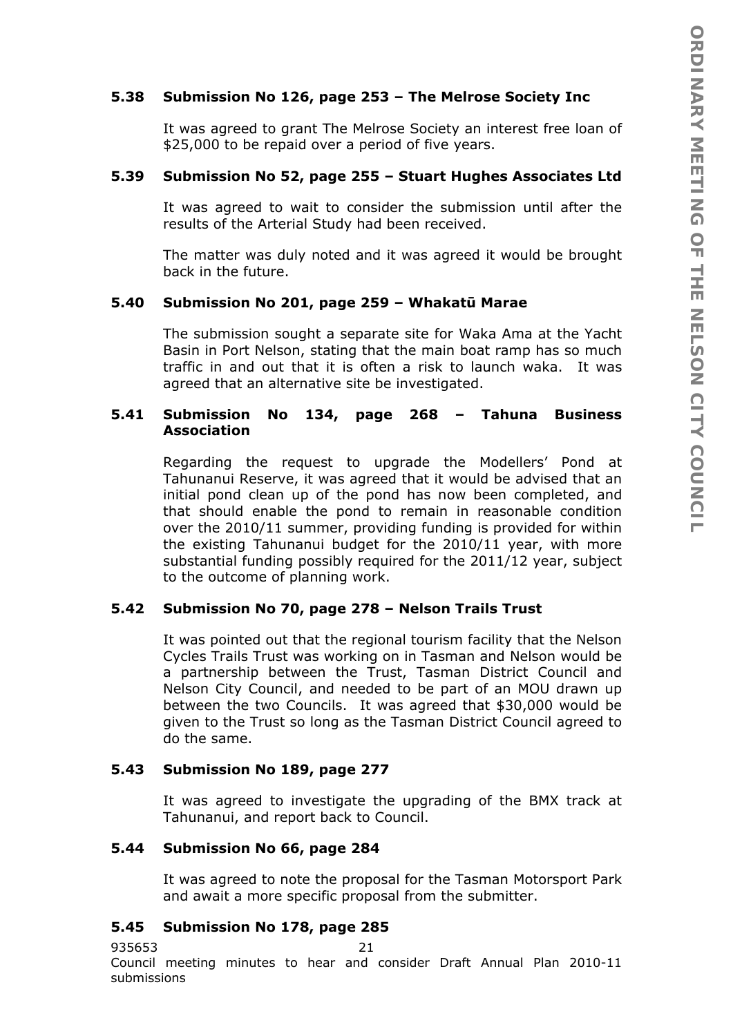### 5.38 Submission No 126, page 253 – The Melrose Society Inc

It was agreed to grant The Melrose Society an interest free loan of \$25,000 to be repaid over a period of five years.

### 5.39 Submission No 52, page 255 – Stuart Hughes Associates Ltd

It was agreed to wait to consider the submission until after the results of the Arterial Study had been received.

The matter was duly noted and it was agreed it would be brought back in the future.

### 5.40 Submission No 201, page 259 – Whakatū Marae

The submission sought a separate site for Waka Ama at the Yacht Basin in Port Nelson, stating that the main boat ramp has so much traffic in and out that it is often a risk to launch waka. It was agreed that an alternative site be investigated.

### 5.41 Submission No 134, page 268 – Tahuna Business Association

Regarding the request to upgrade the Modellers' Pond at Tahunanui Reserve, it was agreed that it would be advised that an initial pond clean up of the pond has now been completed, and that should enable the pond to remain in reasonable condition over the 2010/11 summer, providing funding is provided for within the existing Tahunanui budget for the 2010/11 year, with more substantial funding possibly required for the 2011/12 year, subject to the outcome of planning work.

### 5.42 Submission No 70, page 278 – Nelson Trails Trust

It was pointed out that the regional tourism facility that the Nelson Cycles Trails Trust was working on in Tasman and Nelson would be a partnership between the Trust, Tasman District Council and Nelson City Council, and needed to be part of an MOU drawn up between the two Councils. It was agreed that \$30,000 would be given to the Trust so long as the Tasman District Council agreed to do the same.

### 5.43 Submission No 189, page 277

It was agreed to investigate the upgrading of the BMX track at Tahunanui, and report back to Council.

### 5.44 Submission No 66, page 284

It was agreed to note the proposal for the Tasman Motorsport Park and await a more specific proposal from the submitter.

### 5.45 Submission No 178, page 285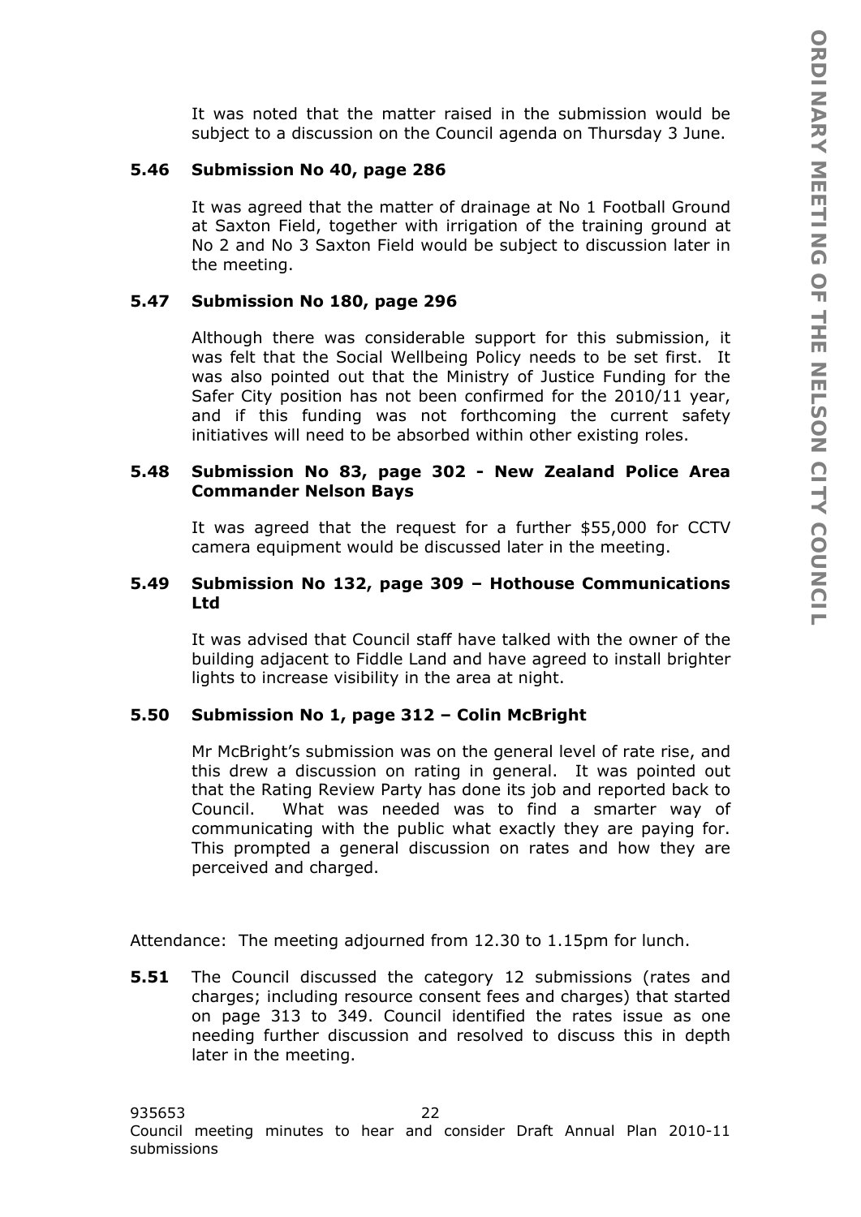It was noted that the matter raised in the submission would be subject to a discussion on the Council agenda on Thursday 3 June.

**5.46 Submission No 40, page 286**

It was agreed that the matter of drainage at No 1 Football Ground at Saxton Field, together with irrigation of the training ground at No 2 and No 3 Saxton Field would be subject to discussion later in the meeting.

**5.47 Submission No 180, page 296**

Although there was considerable support for this submission, it was felt that the Social Wellbeing Policy needs to be set first. It was also pointed out that the Ministry of Justice Funding for the Safer City position has not been confirmed for the 2010/11 year, and if this funding was not forthcoming the current safety initiatives will need to be absorbed within other existing roles.

**5.48 Submission No 83, page 302 - New Zealand Police Area Commander Nelson Bays**

It was agreed that the request for a further $55,000 for CCTV camera equipment would be discussed later in the meeting.

**5.49 Submission No 132, page 309 – Hothouse Communications Ltd**

It was advised that Council staff have talked with the owner of the building adjacent to Fiddle Land and have agreed to install brighter lights to increase visibility in the area at night.

**5.50 Submission No 1, page 312 – Colin McBright**

Mr McBright's submission was on the general level of rate rise, and this drew a discussion on rating in general. It was pointed out that the Rating Review Party has done its job and reported back to Council. What was needed was to find a smarter way of communicating with the public what exactly they are paying for. This prompted a general discussion on rates and how they are perceived and charged.

Attendance: The meeting adjourned from 12.30 to 1.15pm for lunch.

**5.51** The Council discussed the category 12 submissions (rates and charges; including resource consent fees and charges) that started on page 313 to 349. Council identified the rates issue as one needing further discussion and resolved to discuss this in depth later in the meeting.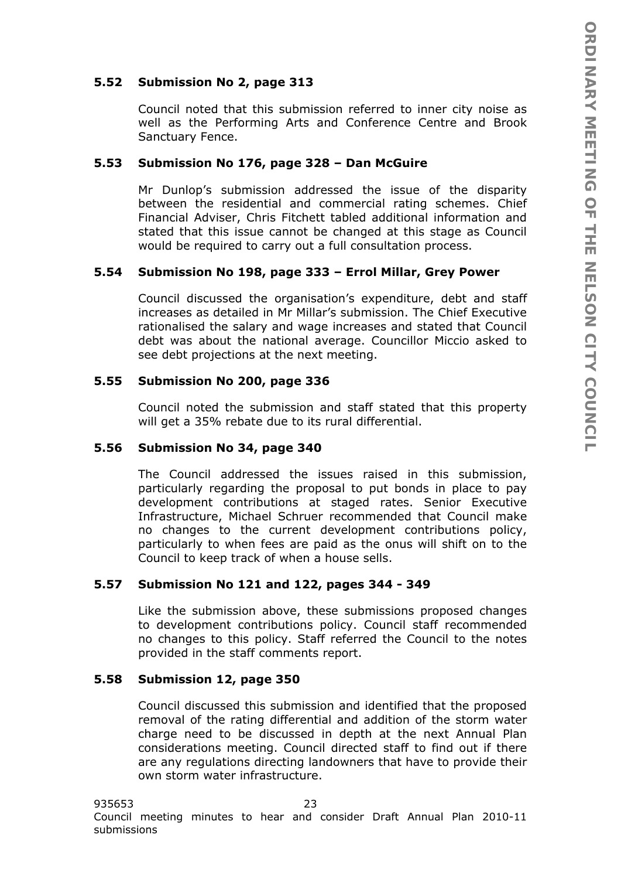### 5.52 Submission No 2, page 313

Council noted that this submission referred to inner city noise as well as the Performing Arts and Conference Centre and Brook Sanctuary Fence.

### 5.53 Submission No 176, page 328 – Dan McGuire

Mr Dunlop's submission addressed the issue of the disparity between the residential and commercial rating schemes. Chief Financial Adviser, Chris Fitchett tabled additional information and stated that this issue cannot be changed at this stage as Council would be required to carry out a full consultation process.

### 5.54 Submission No 198, page 333 – Errol Millar, Grey Power

Council discussed the organisation's expenditure, debt and staff increases as detailed in Mr Millar's submission. The Chief Executive rationalised the salary and wage increases and stated that Council debt was about the national average. Councillor Miccio asked to see debt projections at the next meeting.

### 5.55 Submission No 200, page 336

Council noted the submission and staff stated that this property will get a 35% rebate due to its rural differential.

### 5.56 Submission No 34, page 340

The Council addressed the issues raised in this submission, particularly regarding the proposal to put bonds in place to pay development contributions at staged rates. Senior Executive Infrastructure, Michael Schruer recommended that Council make no changes to the current development contributions policy, particularly to when fees are paid as the onus will shift on to the Council to keep track of when a house sells.

### 5.57 Submission No 121 and 122, pages 344 - 349

Like the submission above, these submissions proposed changes to development contributions policy. Council staff recommended no changes to this policy. Staff referred the Council to the notes provided in the staff comments report.

### 5.58 Submission 12, page 350

Council discussed this submission and identified that the proposed removal of the rating differential and addition of the storm water charge need to be discussed in depth at the next Annual Plan considerations meeting. Council directed staff to find out if there are any regulations directing landowners that have to provide their own storm water infrastructure.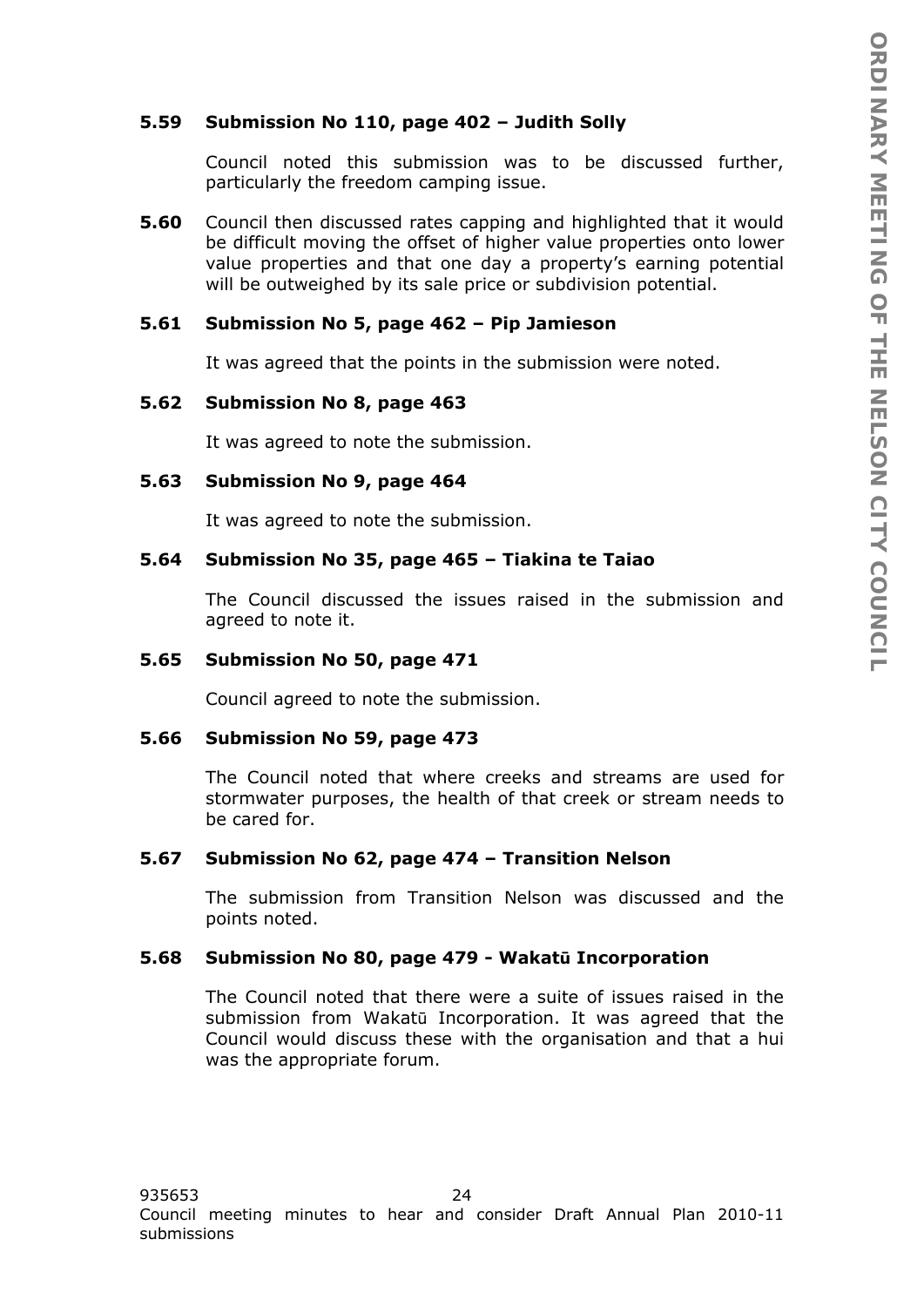**5.59 Submission No 110, page 402 – Judith Solly**

Council noted this submission was to be discussed further, particularly the freedom camping issue.

**5.60** Council then discussed rates capping and highlighted that it would be difficult moving the offset of higher value properties onto lower value properties and that one day a property's earning potential will be outweighed by its sale price or subdivision potential.

**5.61 Submission No 5, page 462 – Pip Jamieson**

It was agreed that the points in the submission were noted.

**5.62 Submission No 8, page 463**

It was agreed to note the submission.

**5.63 Submission No 9, page 464**

It was agreed to note the submission.

**5.64 Submission No 35, page 465 – Tiakina te Taiao**

The Council discussed the issues raised in the submission and agreed to note it.

**5.65 Submission No 50, page 471**

Council agreed to note the submission.

**5.66 Submission No 59, page 473**

The Council noted that where creeks and streams are used for stormwater purposes, the health of that creek or stream needs to be cared for.

**5.67 Submission No 62, page 474 – Transition Nelson**

The submission from Transition Nelson was discussed and the points noted.

**5.68 Submission No 80, page 479 - Wakatū Incorporation**

The Council noted that there were a suite of issues raised in the submission from Wakatū Incorporation. It was agreed that the Council would discuss these with the organisation and that a hui was the appropriate forum.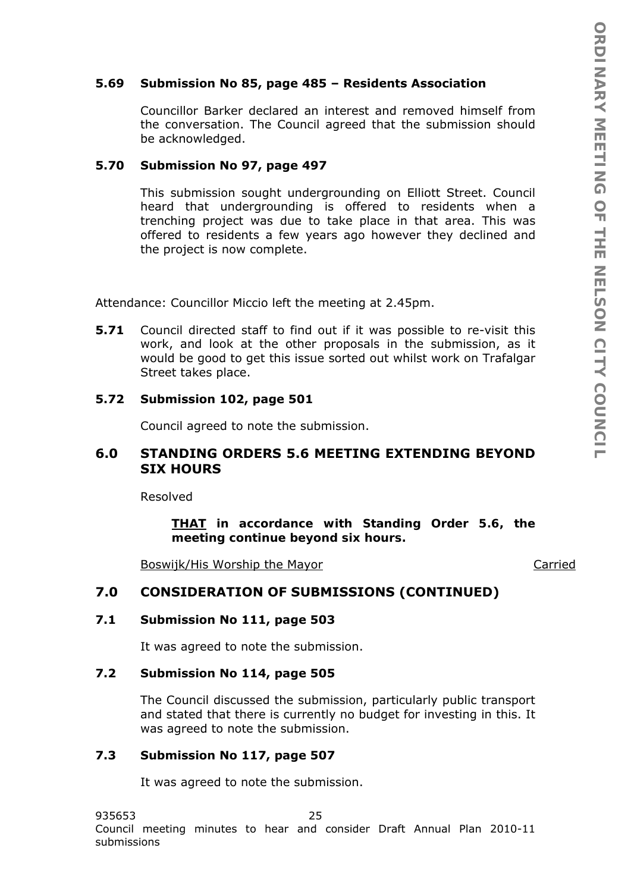### 5.69 Submission No 85, page 485 – Residents Association

Councillor Barker declared an interest and removed himself from the conversation. The Council agreed that the submission should be acknowledged.

### 5.70 Submission No 97, page 497

This submission sought undergrounding on Elliott Street. Council heard that undergrounding is offered to residents when a trenching project was due to take place in that area. This was offered to residents a few years ago however they declined and the project is now complete.

Attendance: Councillor Miccio left the meeting at 2.45pm.

**5.71** Council directed staff to find out if it was possible to re-visit this work, and look at the other proposals in the submission, as it would be good to get this issue sorted out whilst work on Trafalgar Street takes place.

### 5.72 Submission 102, page 501

Council agreed to note the submission.

## 6.0 STANDING ORDERS 5.6 MEETING EXTENDING BEYOND SIX HOURS

Resolved

> **THAT in accordance with Standing Order 5.6, the meeting continue beyond six hours.**

Boswijk/His Worship the Mayor — Carried

## 7.0 CONSIDERATION OF SUBMISSIONS (CONTINUED)

### 7.1 Submission No 111, page 503

It was agreed to note the submission.

### 7.2 Submission No 114, page 505

The Council discussed the submission, particularly public transport and stated that there is currently no budget for investing in this. It was agreed to note the submission.

### 7.3 Submission No 117, page 507

It was agreed to note the submission.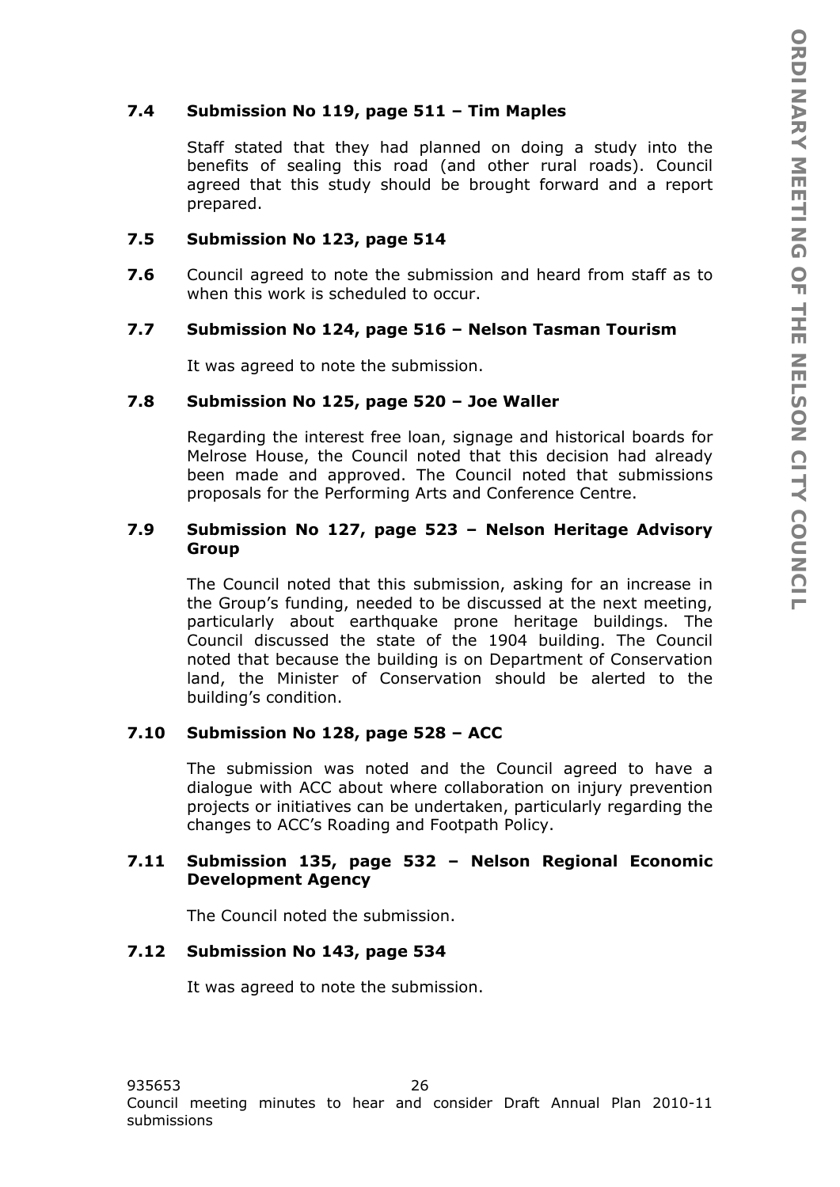### 7.4 Submission No 119, page 511 – Tim Maples

Staff stated that they had planned on doing a study into the benefits of sealing this road (and other rural roads). Council agreed that this study should be brought forward and a report prepared.

### 7.5 Submission No 123, page 514

**7.6** Council agreed to note the submission and heard from staff as to when this work is scheduled to occur.

### 7.7 Submission No 124, page 516 – Nelson Tasman Tourism

It was agreed to note the submission.

### 7.8 Submission No 125, page 520 – Joe Waller

Regarding the interest free loan, signage and historical boards for Melrose House, the Council noted that this decision had already been made and approved. The Council noted that submissions proposals for the Performing Arts and Conference Centre.

### 7.9 Submission No 127, page 523 – Nelson Heritage Advisory Group

The Council noted that this submission, asking for an increase in the Group's funding, needed to be discussed at the next meeting, particularly about earthquake prone heritage buildings. The Council discussed the state of the 1904 building. The Council noted that because the building is on Department of Conservation land, the Minister of Conservation should be alerted to the building's condition.

### 7.10 Submission No 128, page 528 – ACC

The submission was noted and the Council agreed to have a dialogue with ACC about where collaboration on injury prevention projects or initiatives can be undertaken, particularly regarding the changes to ACC's Roading and Footpath Policy.

### 7.11 Submission 135, page 532 – Nelson Regional Economic Development Agency

The Council noted the submission.

### 7.12 Submission No 143, page 534

It was agreed to note the submission.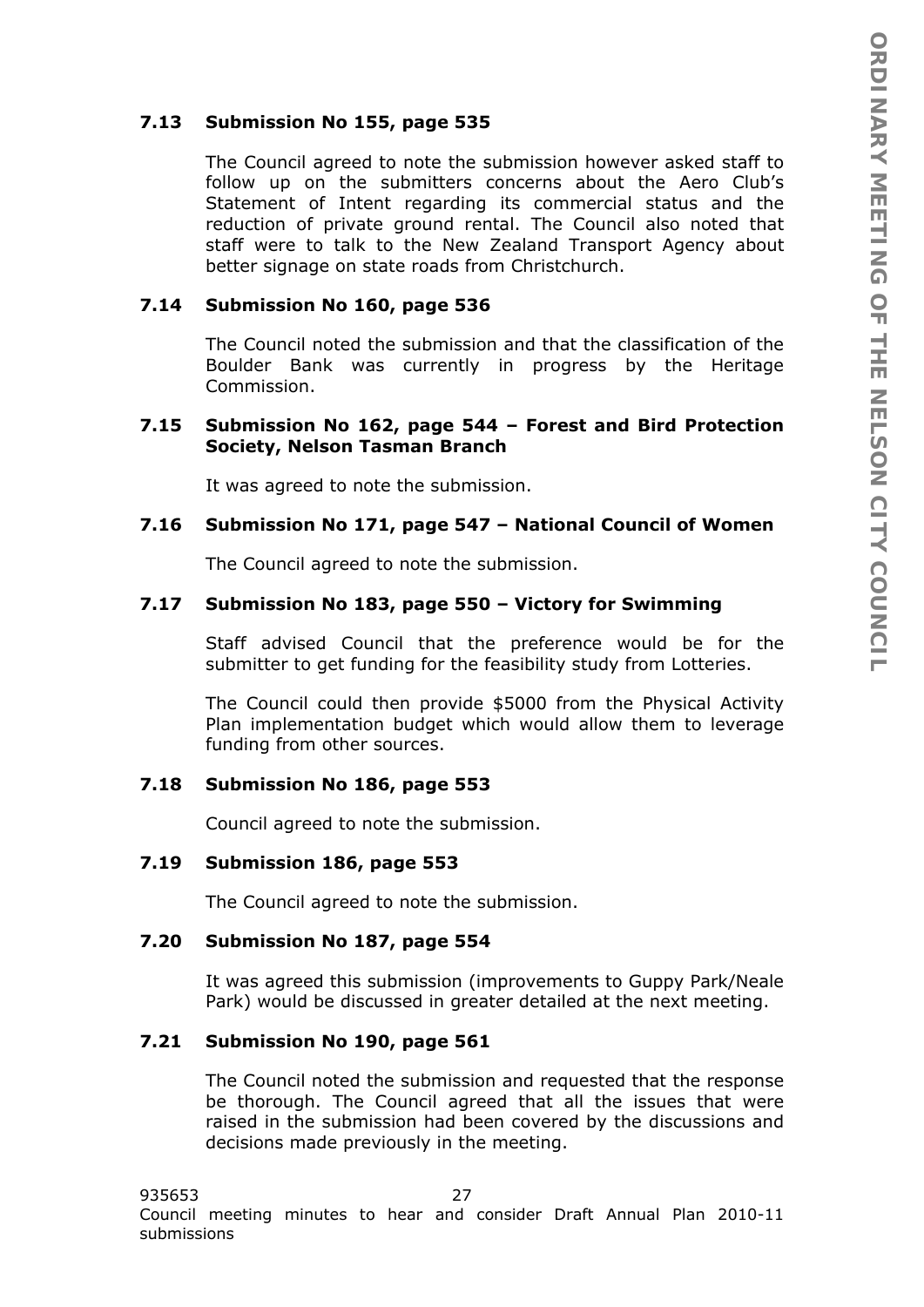### 7.13 Submission No 155, page 535

The Council agreed to note the submission however asked staff to follow up on the submitters concerns about the Aero Club's Statement of Intent regarding its commercial status and the reduction of private ground rental. The Council also noted that staff were to talk to the New Zealand Transport Agency about better signage on state roads from Christchurch.

### 7.14 Submission No 160, page 536

The Council noted the submission and that the classification of the Boulder Bank was currently in progress by the Heritage Commission.

### 7.15 Submission No 162, page 544 – Forest and Bird Protection Society, Nelson Tasman Branch

It was agreed to note the submission.

### 7.16 Submission No 171, page 547 – National Council of Women

The Council agreed to note the submission.

### 7.17 Submission No 183, page 550 – Victory for Swimming

Staff advised Council that the preference would be for the submitter to get funding for the feasibility study from Lotteries.

The Council could then provide $5000 from the Physical Activity Plan implementation budget which would allow them to leverage funding from other sources.

### 7.18 Submission No 186, page 553

Council agreed to note the submission.

### 7.19 Submission 186, page 553

The Council agreed to note the submission.

### 7.20 Submission No 187, page 554

It was agreed this submission (improvements to Guppy Park/Neale Park) would be discussed in greater detailed at the next meeting.

### 7.21 Submission No 190, page 561

The Council noted the submission and requested that the response be thorough. The Council agreed that all the issues that were raised in the submission had been covered by the discussions and decisions made previously in the meeting.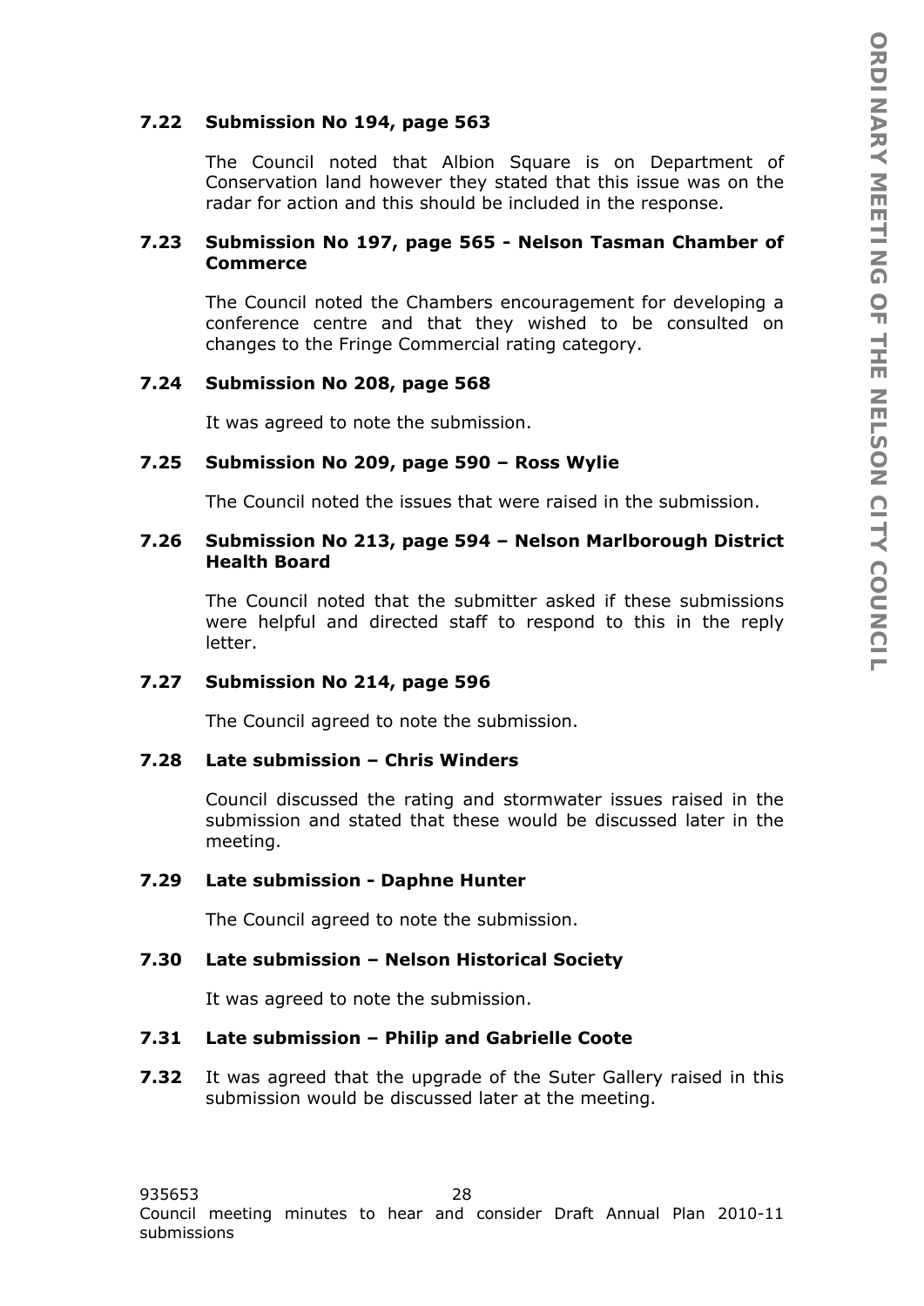### 7.22 Submission No 194, page 563

The Council noted that Albion Square is on Department of Conservation land however they stated that this issue was on the radar for action and this should be included in the response.

### 7.23 Submission No 197, page 565 - Nelson Tasman Chamber of Commerce

The Council noted the Chambers encouragement for developing a conference centre and that they wished to be consulted on changes to the Fringe Commercial rating category.

### 7.24 Submission No 208, page 568

It was agreed to note the submission.

### 7.25 Submission No 209, page 590 – Ross Wylie

The Council noted the issues that were raised in the submission.

### 7.26 Submission No 213, page 594 – Nelson Marlborough District Health Board

The Council noted that the submitter asked if these submissions were helpful and directed staff to respond to this in the reply letter.

### 7.27 Submission No 214, page 596

The Council agreed to note the submission.

### 7.28 Late submission – Chris Winders

Council discussed the rating and stormwater issues raised in the submission and stated that these would be discussed later in the meeting.

### 7.29 Late submission - Daphne Hunter

The Council agreed to note the submission.

### 7.30 Late submission – Nelson Historical Society

It was agreed to note the submission.

### 7.31 Late submission – Philip and Gabrielle Coote

**7.32** It was agreed that the upgrade of the Suter Gallery raised in this submission would be discussed later at the meeting.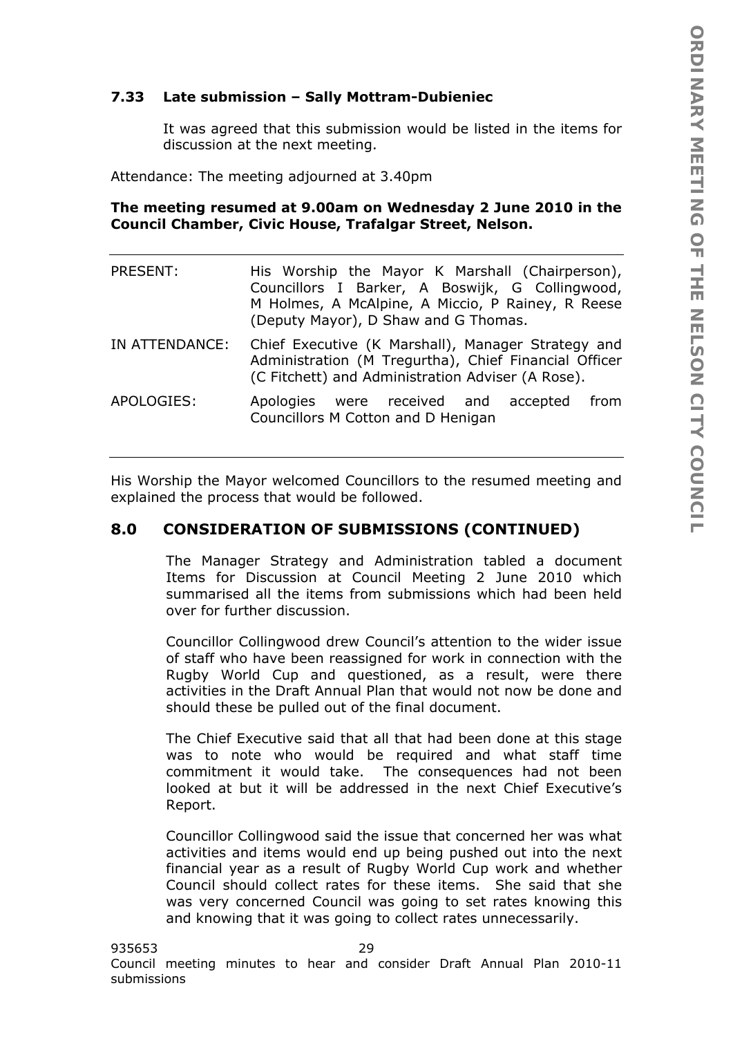### 7.33 Late submission – Sally Mottram-Dubieniec

It was agreed that this submission would be listed in the items for discussion at the next meeting.

Attendance: The meeting adjourned at 3.40pm

**The meeting resumed at 9.00am on Wednesday 2 June 2010 in the Council Chamber, Civic House, Trafalgar Street, Nelson.**

| | |
|---|---|
| PRESENT: | His Worship the Mayor K Marshall (Chairperson), Councillors I Barker, A Boswijk, G Collingwood, M Holmes, A McAlpine, A Miccio, P Rainey, R Reese (Deputy Mayor), D Shaw and G Thomas. |
| IN ATTENDANCE: | Chief Executive (K Marshall), Manager Strategy and Administration (M Tregurtha), Chief Financial Officer (C Fitchett) and Administration Adviser (A Rose). |
| APOLOGIES: | Apologies were received and accepted from Councillors M Cotton and D Henigan |

His Worship the Mayor welcomed Councillors to the resumed meeting and explained the process that would be followed.

## 8.0 CONSIDERATION OF SUBMISSIONS (CONTINUED)

The Manager Strategy and Administration tabled a document Items for Discussion at Council Meeting 2 June 2010 which summarised all the items from submissions which had been held over for further discussion.

Councillor Collingwood drew Council's attention to the wider issue of staff who have been reassigned for work in connection with the Rugby World Cup and questioned, as a result, were there activities in the Draft Annual Plan that would not now be done and should these be pulled out of the final document.

The Chief Executive said that all that had been done at this stage was to note who would be required and what staff time commitment it would take. The consequences had not been looked at but it will be addressed in the next Chief Executive's Report.

Councillor Collingwood said the issue that concerned her was what activities and items would end up being pushed out into the next financial year as a result of Rugby World Cup work and whether Council should collect rates for these items. She said that she was very concerned Council was going to set rates knowing this and knowing that it was going to collect rates unnecessarily.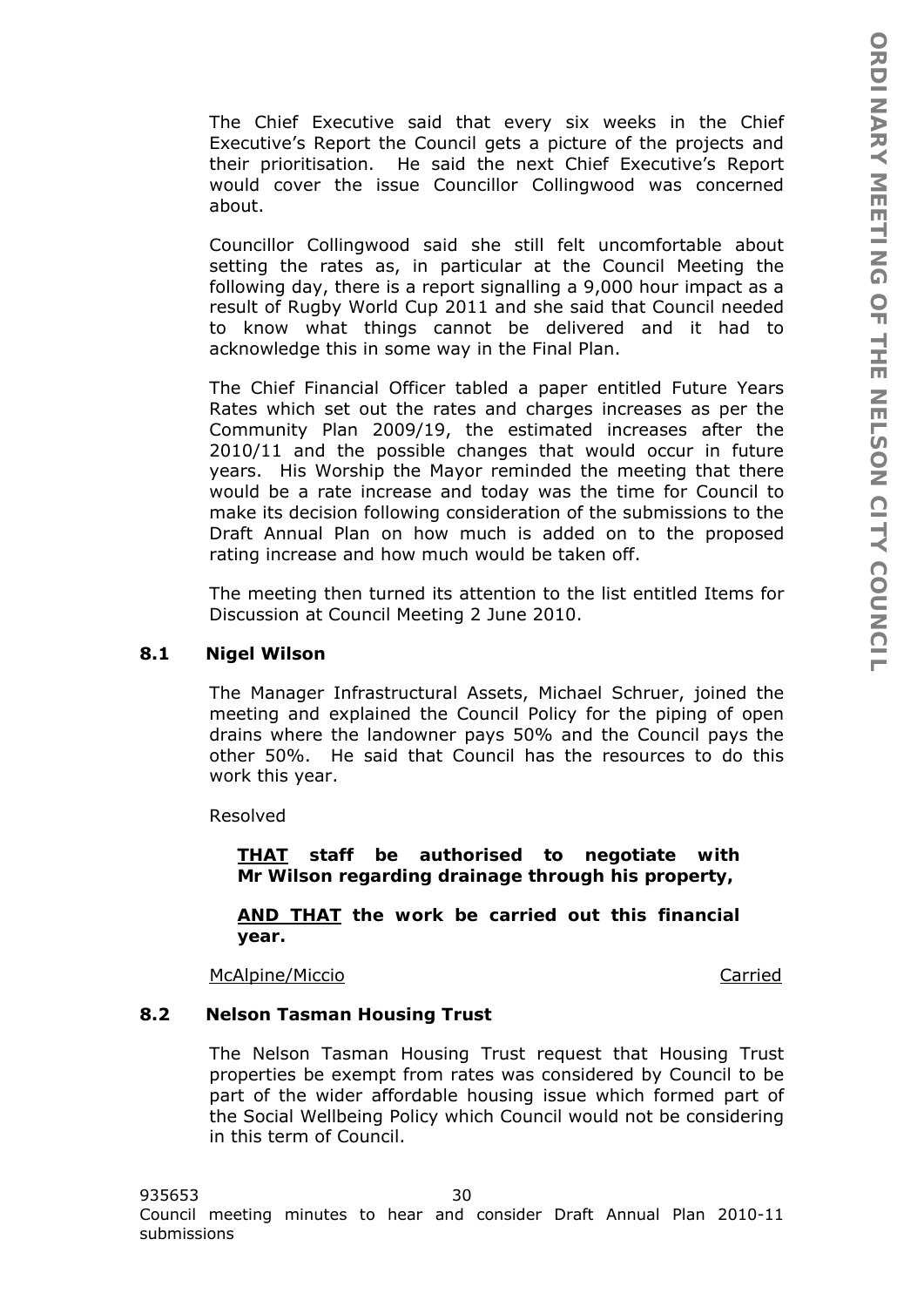The Chief Executive said that every six weeks in the Chief Executive's Report the Council gets a picture of the projects and their prioritisation. He said the next Chief Executive's Report would cover the issue Councillor Collingwood was concerned about.

Councillor Collingwood said she still felt uncomfortable about setting the rates as, in particular at the Council Meeting the following day, there is a report signalling a 9,000 hour impact as a result of Rugby World Cup 2011 and she said that Council needed to know what things cannot be delivered and it had to acknowledge this in some way in the Final Plan.

The Chief Financial Officer tabled a paper entitled Future Years Rates which set out the rates and charges increases as per the Community Plan 2009/19, the estimated increases after the 2010/11 and the possible changes that would occur in future years. His Worship the Mayor reminded the meeting that there would be a rate increase and today was the time for Council to make its decision following consideration of the submissions to the Draft Annual Plan on how much is added on to the proposed rating increase and how much would be taken off.

The meeting then turned its attention to the list entitled Items for Discussion at Council Meeting 2 June 2010.

### 8.1 Nigel Wilson

The Manager Infrastructural Assets, Michael Schruer, joined the meeting and explained the Council Policy for the piping of open drains where the landowner pays 50% and the Council pays the other 50%. He said that Council has the resources to do this work this year.

Resolved

> **<u>THAT</u> staff be authorised to negotiate with Mr Wilson regarding drainage through his property,**
>
> **<u>AND THAT</u> the work be carried out this financial year.**

<u>McAlpine/Miccio</u> <u>Carried</u>

### 8.2 Nelson Tasman Housing Trust

The Nelson Tasman Housing Trust request that Housing Trust properties be exempt from rates was considered by Council to be part of the wider affordable housing issue which formed part of the Social Wellbeing Policy which Council would not be considering in this term of Council.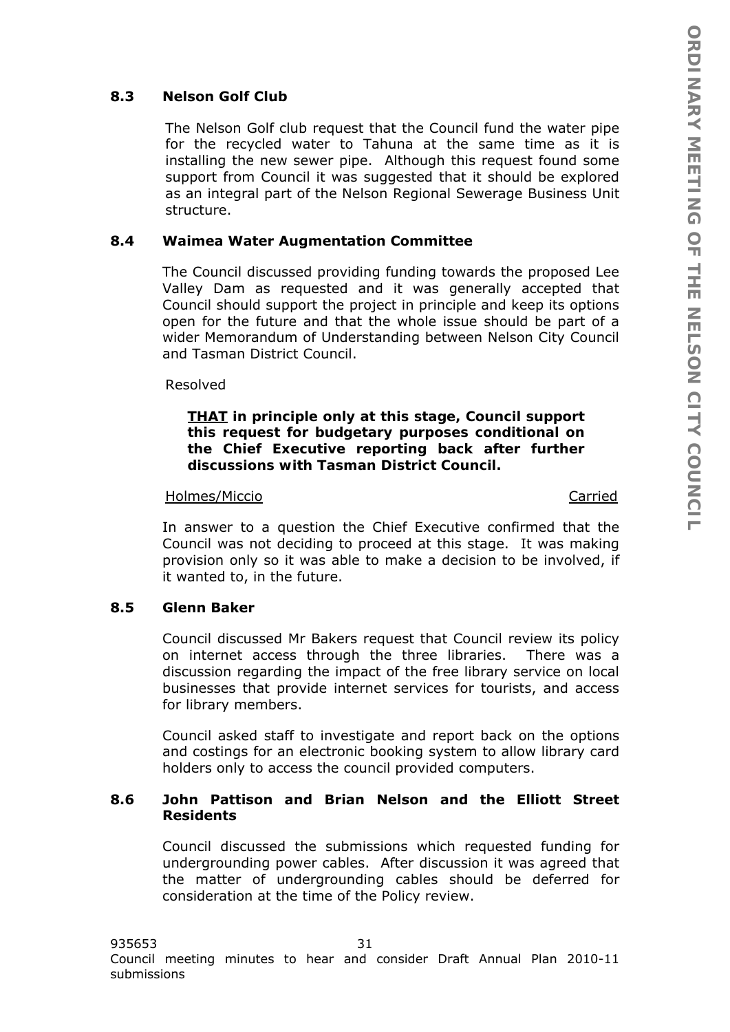### 8.3 Nelson Golf Club

The Nelson Golf club request that the Council fund the water pipe for the recycled water to Tahuna at the same time as it is installing the new sewer pipe. Although this request found some support from Council it was suggested that it should be explored as an integral part of the Nelson Regional Sewerage Business Unit structure.

### 8.4 Waimea Water Augmentation Committee

The Council discussed providing funding towards the proposed Lee Valley Dam as requested and it was generally accepted that Council should support the project in principle and keep its options open for the future and that the whole issue should be part of a wider Memorandum of Understanding between Nelson City Council and Tasman District Council.

Resolved

> **<u>THAT</u> in principle only at this stage, Council support this request for budgetary purposes conditional on the Chief Executive reporting back after further discussions with Tasman District Council.**

<u>Holmes/Miccio</u> <u>Carried</u>

In answer to a question the Chief Executive confirmed that the Council was not deciding to proceed at this stage. It was making provision only so it was able to make a decision to be involved, if it wanted to, in the future.

### 8.5 Glenn Baker

Council discussed Mr Bakers request that Council review its policy on internet access through the three libraries. There was a discussion regarding the impact of the free library service on local businesses that provide internet services for tourists, and access for library members.

Council asked staff to investigate and report back on the options and costings for an electronic booking system to allow library card holders only to access the council provided computers.

### 8.6 John Pattison and Brian Nelson and the Elliott Street Residents

Council discussed the submissions which requested funding for undergrounding power cables. After discussion it was agreed that the matter of undergrounding cables should be deferred for consideration at the time of the Policy review.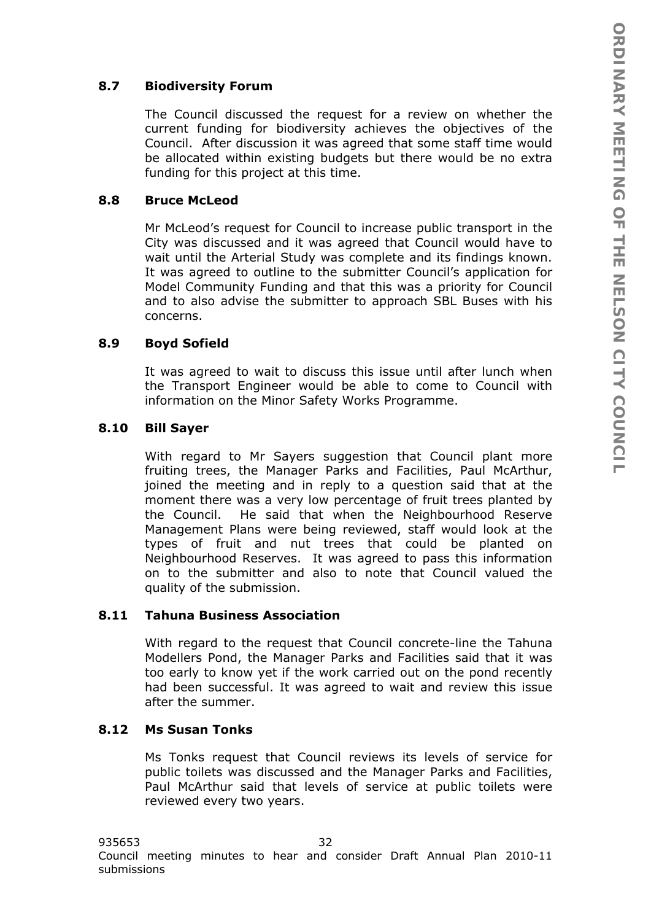### 8.7 Biodiversity Forum

The Council discussed the request for a review on whether the current funding for biodiversity achieves the objectives of the Council. After discussion it was agreed that some staff time would be allocated within existing budgets but there would be no extra funding for this project at this time.

### 8.8 Bruce McLeod

Mr McLeod's request for Council to increase public transport in the City was discussed and it was agreed that Council would have to wait until the Arterial Study was complete and its findings known. It was agreed to outline to the submitter Council's application for Model Community Funding and that this was a priority for Council and to also advise the submitter to approach SBL Buses with his concerns.

### 8.9 Boyd Sofield

It was agreed to wait to discuss this issue until after lunch when the Transport Engineer would be able to come to Council with information on the Minor Safety Works Programme.

### 8.10 Bill Sayer

With regard to Mr Sayers suggestion that Council plant more fruiting trees, the Manager Parks and Facilities, Paul McArthur, joined the meeting and in reply to a question said that at the moment there was a very low percentage of fruit trees planted by the Council. He said that when the Neighbourhood Reserve Management Plans were being reviewed, staff would look at the types of fruit and nut trees that could be planted on Neighbourhood Reserves. It was agreed to pass this information on to the submitter and also to note that Council valued the quality of the submission.

### 8.11 Tahuna Business Association

With regard to the request that Council concrete-line the Tahuna Modellers Pond, the Manager Parks and Facilities said that it was too early to know yet if the work carried out on the pond recently had been successful. It was agreed to wait and review this issue after the summer.

### 8.12 Ms Susan Tonks

Ms Tonks request that Council reviews its levels of service for public toilets was discussed and the Manager Parks and Facilities, Paul McArthur said that levels of service at public toilets were reviewed every two years.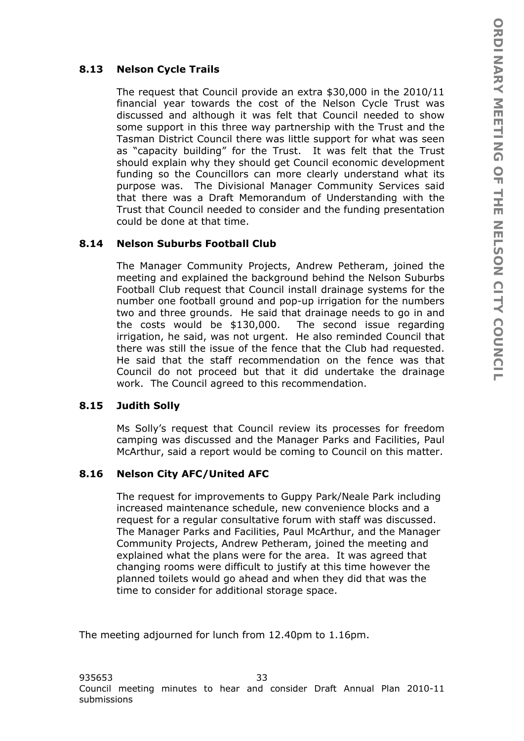### 8.13 Nelson Cycle Trails

The request that Council provide an extra $30,000 in the 2010/11 financial year towards the cost of the Nelson Cycle Trust was discussed and although it was felt that Council needed to show some support in this three way partnership with the Trust and the Tasman District Council there was little support for what was seen as "capacity building" for the Trust. It was felt that the Trust should explain why they should get Council economic development funding so the Councillors can more clearly understand what its purpose was. The Divisional Manager Community Services said that there was a Draft Memorandum of Understanding with the Trust that Council needed to consider and the funding presentation could be done at that time.

### 8.14 Nelson Suburbs Football Club

The Manager Community Projects, Andrew Petheram, joined the meeting and explained the background behind the Nelson Suburbs Football Club request that Council install drainage systems for the number one football ground and pop-up irrigation for the numbers two and three grounds. He said that drainage needs to go in and the costs would be $130,000. The second issue regarding irrigation, he said, was not urgent. He also reminded Council that there was still the issue of the fence that the Club had requested. He said that the staff recommendation on the fence was that Council do not proceed but that it did undertake the drainage work. The Council agreed to this recommendation.

### 8.15 Judith Solly

Ms Solly's request that Council review its processes for freedom camping was discussed and the Manager Parks and Facilities, Paul McArthur, said a report would be coming to Council on this matter.

### 8.16 Nelson City AFC/United AFC

The request for improvements to Guppy Park/Neale Park including increased maintenance schedule, new convenience blocks and a request for a regular consultative forum with staff was discussed. The Manager Parks and Facilities, Paul McArthur, and the Manager Community Projects, Andrew Petheram, joined the meeting and explained what the plans were for the area. It was agreed that changing rooms were difficult to justify at this time however the planned toilets would go ahead and when they did that was the time to consider for additional storage space.

The meeting adjourned for lunch from 12.40pm to 1.16pm.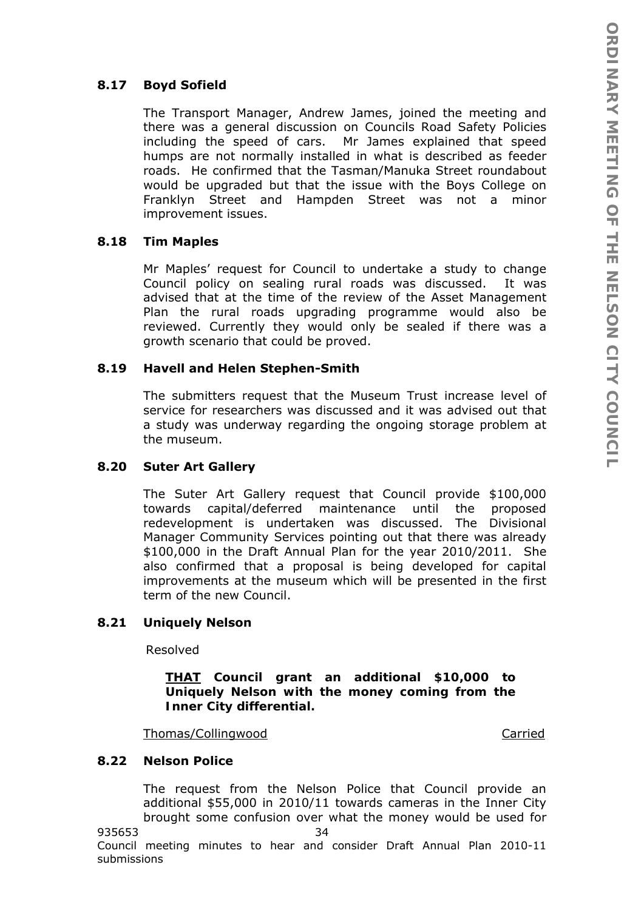### 8.17 Boyd Sofield

The Transport Manager, Andrew James, joined the meeting and there was a general discussion on Councils Road Safety Policies including the speed of cars. Mr James explained that speed humps are not normally installed in what is described as feeder roads. He confirmed that the Tasman/Manuka Street roundabout would be upgraded but that the issue with the Boys College on Franklyn Street and Hampden Street was not a minor improvement issues.

### 8.18 Tim Maples

Mr Maples' request for Council to undertake a study to change Council policy on sealing rural roads was discussed. It was advised that at the time of the review of the Asset Management Plan the rural roads upgrading programme would also be reviewed. Currently they would only be sealed if there was a growth scenario that could be proved.

### 8.19 Havell and Helen Stephen-Smith

The submitters request that the Museum Trust increase level of service for researchers was discussed and it was advised out that a study was underway regarding the ongoing storage problem at the museum.

### 8.20 Suter Art Gallery

The Suter Art Gallery request that Council provide $100,000 towards capital/deferred maintenance until the proposed redevelopment is undertaken was discussed. The Divisional Manager Community Services pointing out that there was already $100,000 in the Draft Annual Plan for the year 2010/2011. She also confirmed that a proposal is being developed for capital improvements at the museum which will be presented in the first term of the new Council.

### 8.21 Uniquely Nelson

Resolved

> **THAT Council grant an additional $10,000 to Uniquely Nelson with the money coming from the Inner City differential.**

Thomas/Collingwood — Carried

### 8.22 Nelson Police

The request from the Nelson Police that Council provide an additional $55,000 in 2010/11 towards cameras in the Inner City brought some confusion over what the money would be used for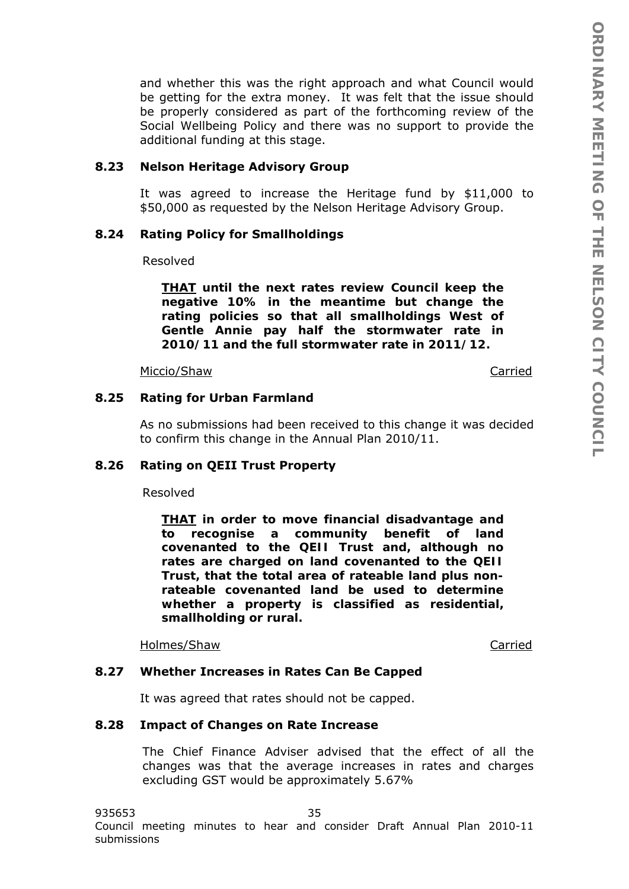and whether this was the right approach and what Council would be getting for the extra money. It was felt that the issue should be properly considered as part of the forthcoming review of the Social Wellbeing Policy and there was no support to provide the additional funding at this stage.

### 8.23 Nelson Heritage Advisory Group

It was agreed to increase the Heritage fund by $11,000 to $50,000 as requested by the Nelson Heritage Advisory Group.

### 8.24 Rating Policy for Smallholdings

Resolved

**<u>THAT</u> until the next rates review Council keep the negative 10% in the meantime but change the rating policies so that all smallholdings West of Gentle Annie pay half the stormwater rate in 2010/11 and the full stormwater rate in 2011/12.**

<u>Miccio/Shaw</u> <u>Carried</u>

### 8.25 Rating for Urban Farmland

As no submissions had been received to this change it was decided to confirm this change in the Annual Plan 2010/11.

### 8.26 Rating on QEII Trust Property

Resolved

**<u>THAT</u> in order to move financial disadvantage and to recognise a community benefit of land covenanted to the QEII Trust and, although no rates are charged on land covenanted to the QEII Trust, that the total area of rateable land plus non-rateable covenanted land be used to determine whether a property is classified as residential, smallholding or rural.**

<u>Holmes/Shaw</u> <u>Carried</u>

### 8.27 Whether Increases in Rates Can Be Capped

It was agreed that rates should not be capped.

### 8.28 Impact of Changes on Rate Increase

The Chief Finance Adviser advised that the effect of all the changes was that the average increases in rates and charges excluding GST would be approximately 5.67%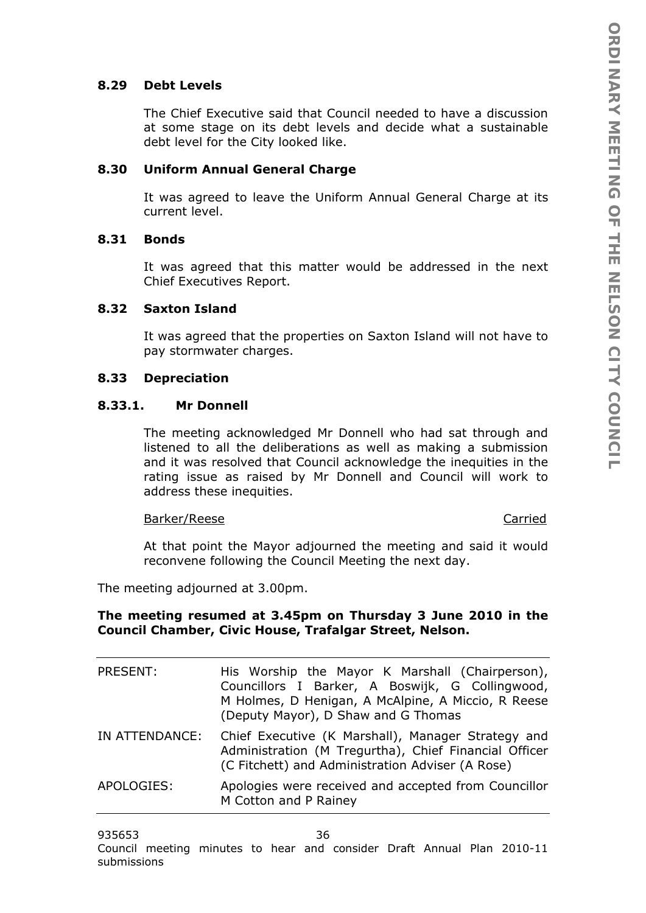**8.29 Debt Levels**

The Chief Executive said that Council needed to have a discussion at some stage on its debt levels and decide what a sustainable debt level for the City looked like.

**8.30 Uniform Annual General Charge**

It was agreed to leave the Uniform Annual General Charge at its current level.

**8.31 Bonds**

It was agreed that this matter would be addressed in the next Chief Executives Report.

**8.32 Saxton Island**

It was agreed that the properties on Saxton Island will not have to pay stormwater charges.

**8.33 Depreciation**

**8.33.1. Mr Donnell**

The meeting acknowledged Mr Donnell who had sat through and listened to all the deliberations as well as making a submission and it was resolved that Council acknowledge the inequities in the rating issue as raised by Mr Donnell and Council will work to address these inequities.

Barker/Reese — Carried

At that point the Mayor adjourned the meeting and said it would reconvene following the Council Meeting the next day.

The meeting adjourned at 3.00pm.

**The meeting resumed at 3.45pm on Thursday 3 June 2010 in the Council Chamber, Civic House, Trafalgar Street, Nelson.**

| | |
|---|---|
| PRESENT: | His Worship the Mayor K Marshall (Chairperson), Councillors I Barker, A Boswijk, G Collingwood, M Holmes, D Henigan, A McAlpine, A Miccio, R Reese (Deputy Mayor), D Shaw and G Thomas |
| IN ATTENDANCE: | Chief Executive (K Marshall), Manager Strategy and Administration (M Tregurtha), Chief Financial Officer (C Fitchett) and Administration Adviser (A Rose) |
| APOLOGIES: | Apologies were received and accepted from Councillor M Cotton and P Rainey |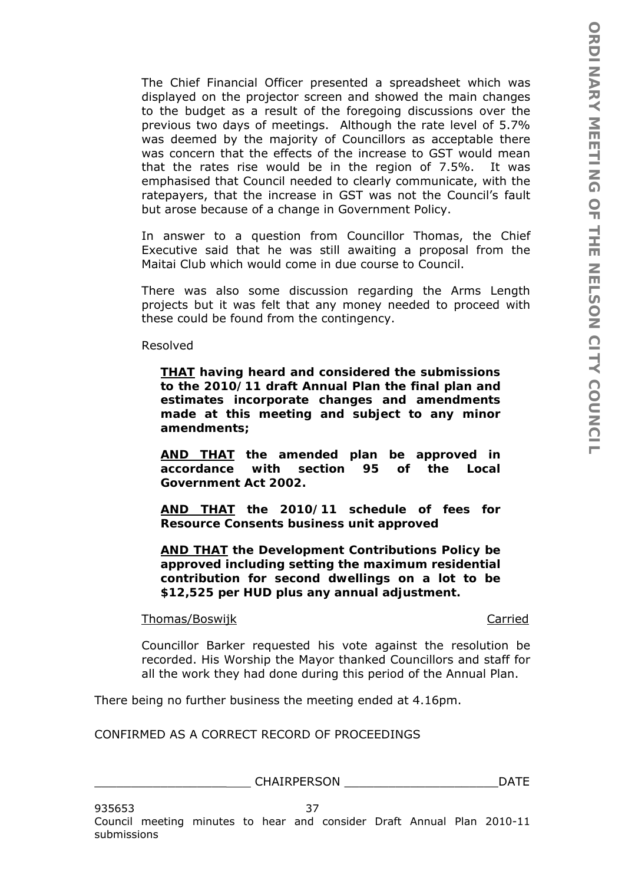The Chief Financial Officer presented a spreadsheet which was displayed on the projector screen and showed the main changes to the budget as a result of the foregoing discussions over the previous two days of meetings. Although the rate level of 5.7% was deemed by the majority of Councillors as acceptable there was concern that the effects of the increase to GST would mean that the rates rise would be in the region of 7.5%. It was emphasised that Council needed to clearly communicate, with the ratepayers, that the increase in GST was not the Council's fault but arose because of a change in Government Policy.

In answer to a question from Councillor Thomas, the Chief Executive said that he was still awaiting a proposal from the Maitai Club which would come in due course to Council.

There was also some discussion regarding the Arms Length projects but it was felt that any money needed to proceed with these could be found from the contingency.

Resolved

> **THAT having heard and considered the submissions to the 2010/11 draft Annual Plan the final plan and estimates incorporate changes and amendments made at this meeting and subject to any minor amendments;**
>
> **AND THAT the amended plan be approved in accordance with section 95 of the Local Government Act 2002.**
>
> **AND THAT the 2010/11 schedule of fees for Resource Consents business unit approved**
>
> **AND THAT the Development Contributions Policy be approved including setting the maximum residential contribution for second dwellings on a lot to be $12,525 per HUD plus any annual adjustment.**

Thomas/Boswijk — Carried

Councillor Barker requested his vote against the resolution be recorded. His Worship the Mayor thanked Councillors and staff for all the work they had done during this period of the Annual Plan.

There being no further business the meeting ended at 4.16pm.

CONFIRMED AS A CORRECT RECORD OF PROCEEDINGS

_____________________ CHAIRPERSON _____________________ DATE

935653

Council meeting minutes to hear and consider Draft Annual Plan 2010-11 submissions